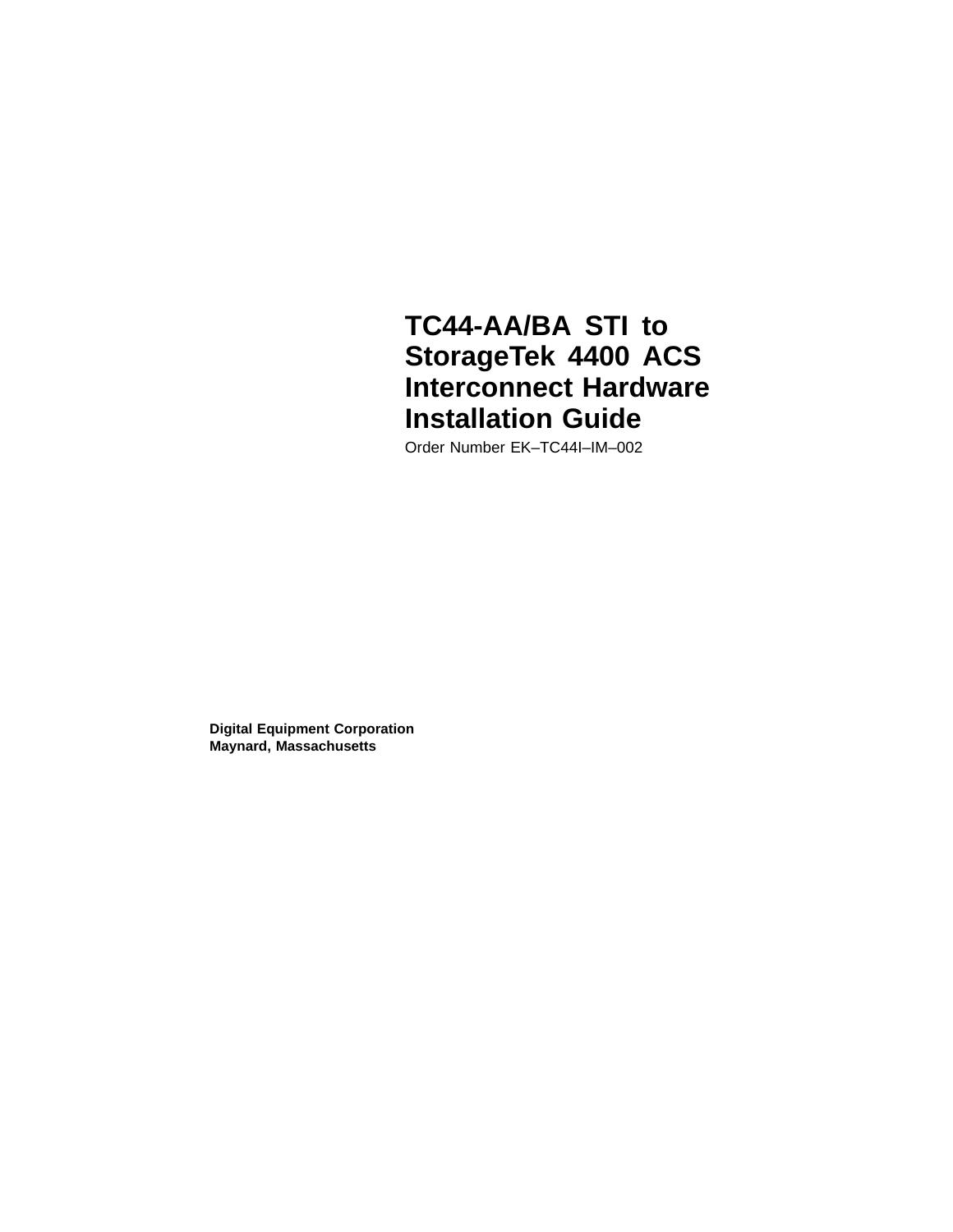# TC44-AA/BA STI to StorageTek 4400 ACS Interconnect Hardware Installation Guide

Order Number EK–TC44I–IM–002

**Digital Equipment Corporation**
**Maynard, Massachusetts**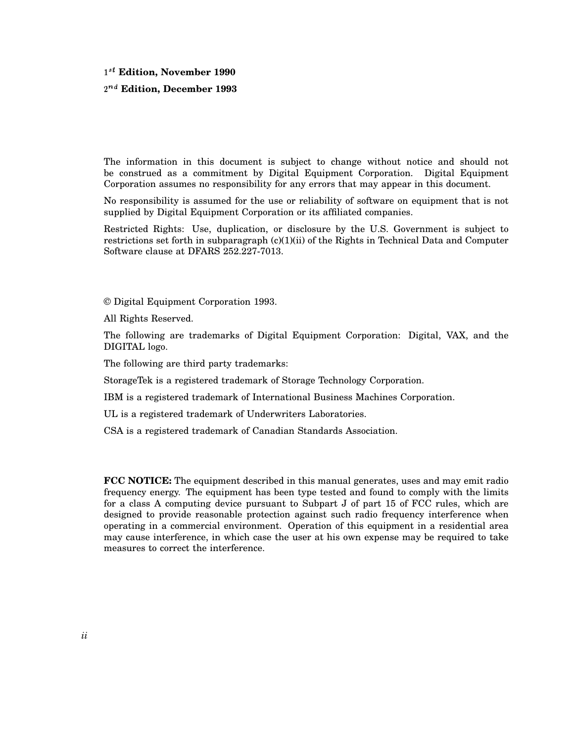**1st Edition, November 1990**

**2nd Edition, December 1993**

The information in this document is subject to change without notice and should not be construed as a commitment by Digital Equipment Corporation. Digital Equipment Corporation assumes no responsibility for any errors that may appear in this document.

No responsibility is assumed for the use or reliability of software on equipment that is not supplied by Digital Equipment Corporation or its affiliated companies.

Restricted Rights: Use, duplication, or disclosure by the U.S. Government is subject to restrictions set forth in subparagraph (c)(1)(ii) of the Rights in Technical Data and Computer Software clause at DFARS 252.227-7013.

© Digital Equipment Corporation 1993.

All Rights Reserved.

The following are trademarks of Digital Equipment Corporation: Digital, VAX, and the DIGITAL logo.

The following are third party trademarks:

StorageTek is a registered trademark of Storage Technology Corporation.

IBM is a registered trademark of International Business Machines Corporation.

UL is a registered trademark of Underwriters Laboratories.

CSA is a registered trademark of Canadian Standards Association.

**FCC NOTICE:** The equipment described in this manual generates, uses and may emit radio frequency energy. The equipment has been type tested and found to comply with the limits for a class A computing device pursuant to Subpart J of part 15 of FCC rules, which are designed to provide reasonable protection against such radio frequency interference when operating in a commercial environment. Operation of this equipment in a residential area may cause interference, in which case the user at his own expense may be required to take measures to correct the interference.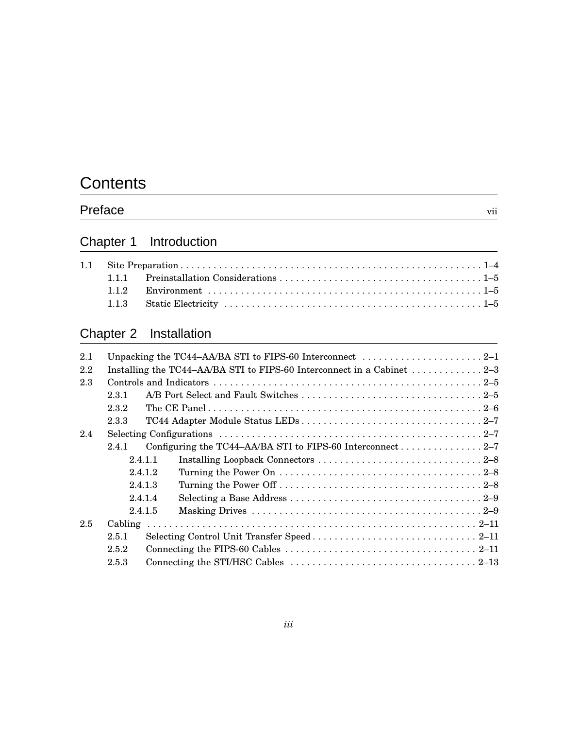# Contents

## Preface vii

## Chapter 1 Introduction

1.1 Site Preparation . . . . . . . . . . 1–4
- 1.1.1 Preinstallation Considerations . . . . . . . . . . 1–5
- 1.1.2 Environment . . . . . . . . . . 1–5
- 1.1.3 Static Electricity . . . . . . . . . . 1–5

## Chapter 2 Installation

2.1 Unpacking the TC44–AA/BA STI to FIPS-60 Interconnect . . . . . . . . . . 2–1

2.2 Installing the TC44–AA/BA STI to FIPS-60 Interconnect in a Cabinet . . . . . . . . . . 2–3

2.3 Controls and Indicators . . . . . . . . . . 2–5
- 2.3.1 A/B Port Select and Fault Switches . . . . . . . . . . 2–5
- 2.3.2 The CE Panel . . . . . . . . . . 2–6
- 2.3.3 TC44 Adapter Module Status LEDs . . . . . . . . . . 2–7

2.4 Selecting Configurations . . . . . . . . . . 2–7
- 2.4.1 Configuring the TC44–AA/BA STI to FIPS-60 Interconnect . . . . . . . . . . 2–7
  - 2.4.1.1 Installing Loopback Connectors . . . . . . . . . . 2–8
  - 2.4.1.2 Turning the Power On . . . . . . . . . . 2–8
  - 2.4.1.3 Turning the Power Off . . . . . . . . . . 2–8
  - 2.4.1.4 Selecting a Base Address . . . . . . . . . . 2–9
  - 2.4.1.5 Masking Drives . . . . . . . . . . 2–9

2.5 Cabling . . . . . . . . . . 2–11
- 2.5.1 Selecting Control Unit Transfer Speed . . . . . . . . . . 2–11
- 2.5.2 Connecting the FIPS-60 Cables . . . . . . . . . . 2–11
- 2.5.3 Connecting the STI/HSC Cables . . . . . . . . . . 2–13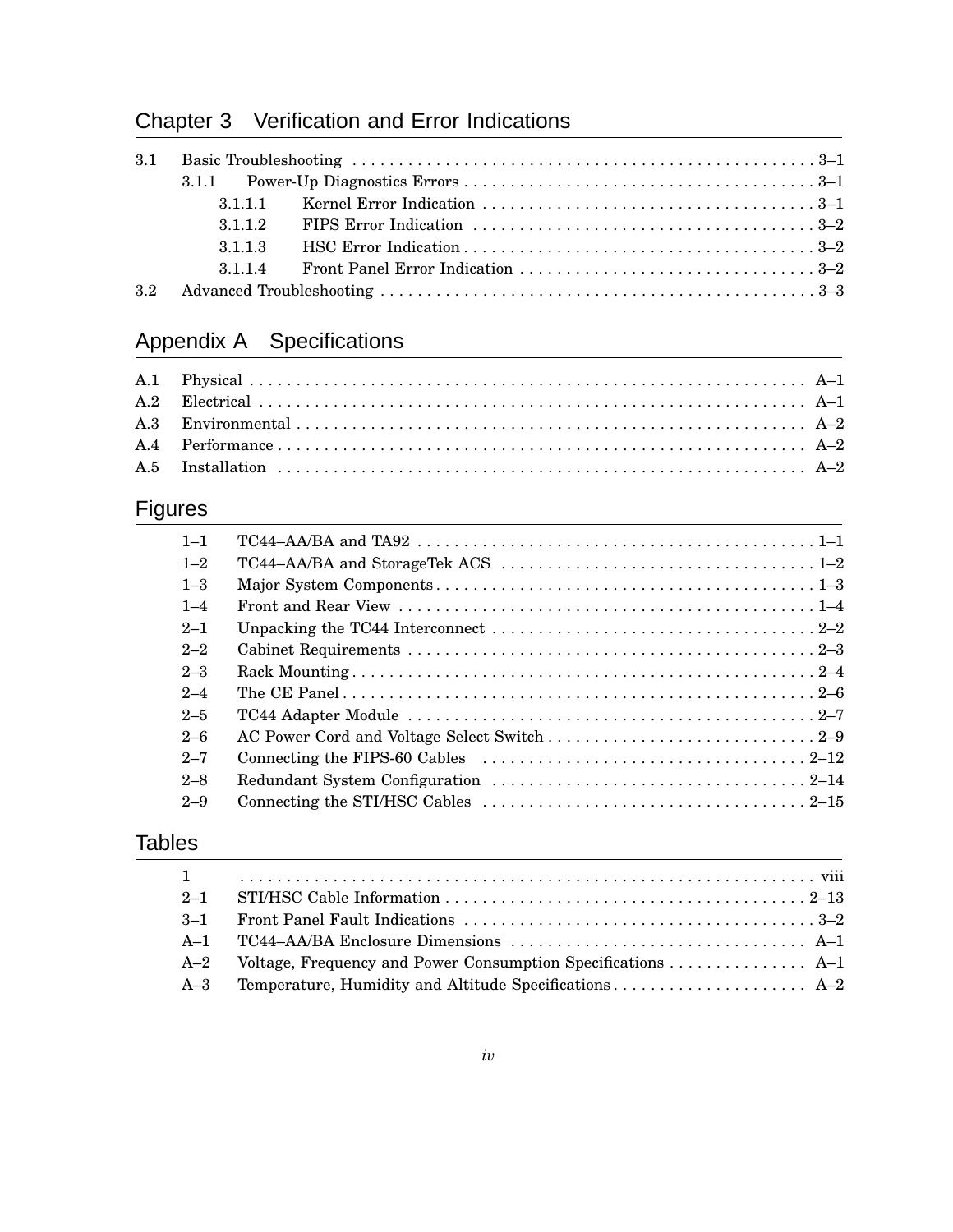## Chapter 3 Verification and Error Indications

- 3.1 Basic Troubleshooting . . . . . . . . . . 3–1
  - 3.1.1 Power-Up Diagnostics Errors . . . . . . . . . . 3–1
    - 3.1.1.1 Kernel Error Indication . . . . . . . . . . 3–1
    - 3.1.1.2 FIPS Error Indication . . . . . . . . . . 3–2
    - 3.1.1.3 HSC Error Indication . . . . . . . . . . 3–2
    - 3.1.1.4 Front Panel Error Indication . . . . . . . . . . 3–2
- 3.2 Advanced Troubleshooting . . . . . . . . . . 3–3

## Appendix A Specifications

- A.1 Physical . . . . . . . . . . A–1
- A.2 Electrical . . . . . . . . . . A–1
- A.3 Environmental . . . . . . . . . . A–2
- A.4 Performance . . . . . . . . . . A–2
- A.5 Installation . . . . . . . . . . A–2

## Figures

- 1–1 TC44–AA/BA and TA92 . . . . . . . . . . 1–1
- 1–2 TC44–AA/BA and StorageTek ACS . . . . . . . . . . 1–2
- 1–3 Major System Components . . . . . . . . . . 1–3
- 1–4 Front and Rear View . . . . . . . . . . 1–4
- 2–1 Unpacking the TC44 Interconnect . . . . . . . . . . 2–2
- 2–2 Cabinet Requirements . . . . . . . . . . 2–3
- 2–3 Rack Mounting . . . . . . . . . . 2–4
- 2–4 The CE Panel . . . . . . . . . . 2–6
- 2–5 TC44 Adapter Module . . . . . . . . . . 2–7
- 2–6 AC Power Cord and Voltage Select Switch . . . . . . . . . . 2–9
- 2–7 Connecting the FIPS-60 Cables . . . . . . . . . . 2–12
- 2–8 Redundant System Configuration . . . . . . . . . . 2–14
- 2–9 Connecting the STI/HSC Cables . . . . . . . . . . 2–15

## Tables

- 1 . . . . . . . . . . viii
- 2–1 STI/HSC Cable Information . . . . . . . . . . 2–13
- 3–1 Front Panel Fault Indications . . . . . . . . . . 3–2
- A–1 TC44–AA/BA Enclosure Dimensions . . . . . . . . . . A–1
- A–2 Voltage, Frequency and Power Consumption Specifications . . . . . . . . . . A–1
- A–3 Temperature, Humidity and Altitude Specifications . . . . . . . . . . A–2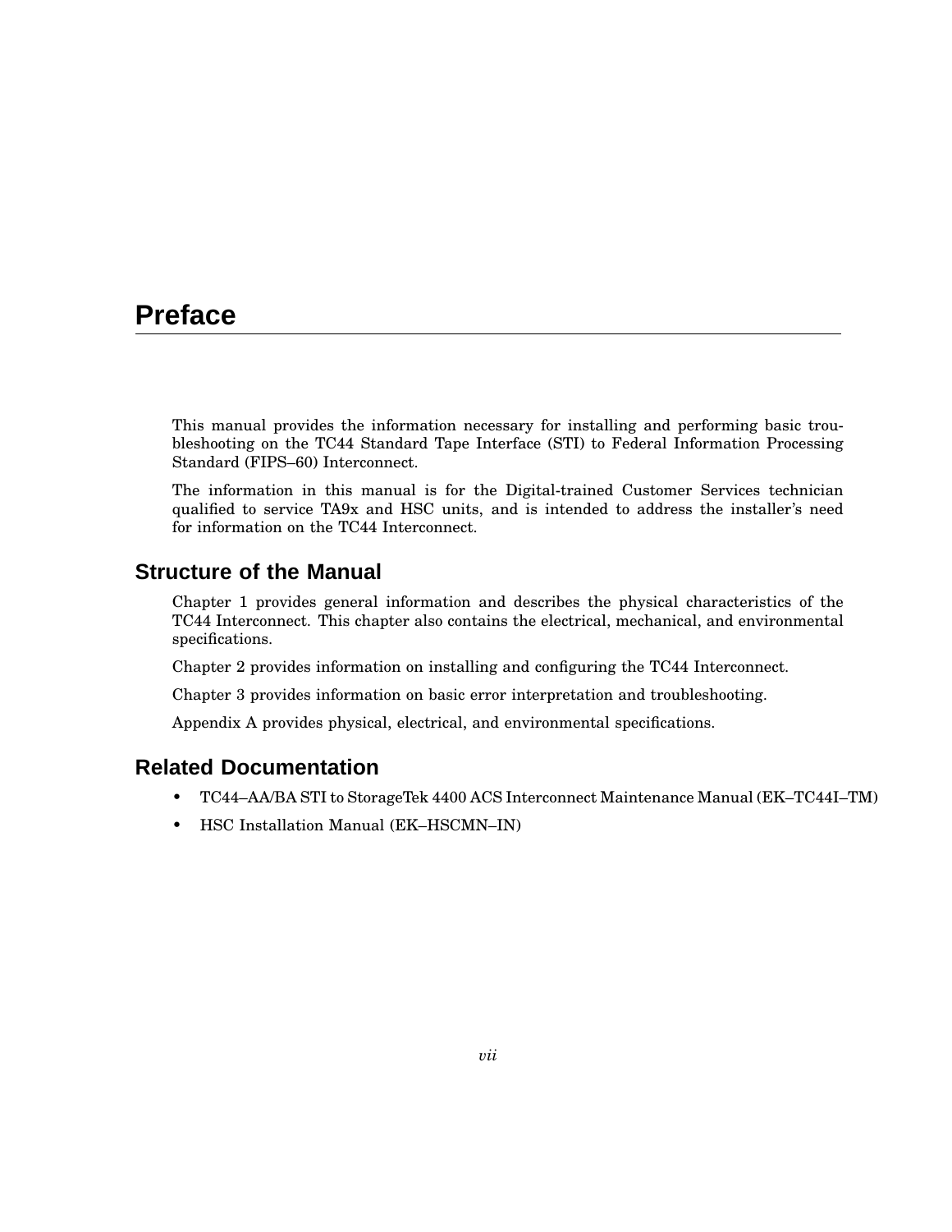# Preface

This manual provides the information necessary for installing and performing basic troubleshooting on the TC44 Standard Tape Interface (STI) to Federal Information Processing Standard (FIPS–60) Interconnect.

The information in this manual is for the Digital-trained Customer Services technician qualified to service TA9x and HSC units, and is intended to address the installer's need for information on the TC44 Interconnect.

## Structure of the Manual

Chapter 1 provides general information and describes the physical characteristics of the TC44 Interconnect. This chapter also contains the electrical, mechanical, and environmental specifications.

Chapter 2 provides information on installing and configuring the TC44 Interconnect.

Chapter 3 provides information on basic error interpretation and troubleshooting.

Appendix A provides physical, electrical, and environmental specifications.

## Related Documentation

- TC44–AA/BA STI to StorageTek 4400 ACS Interconnect Maintenance Manual (EK–TC44I–TM)
- HSC Installation Manual (EK–HSCMN–IN)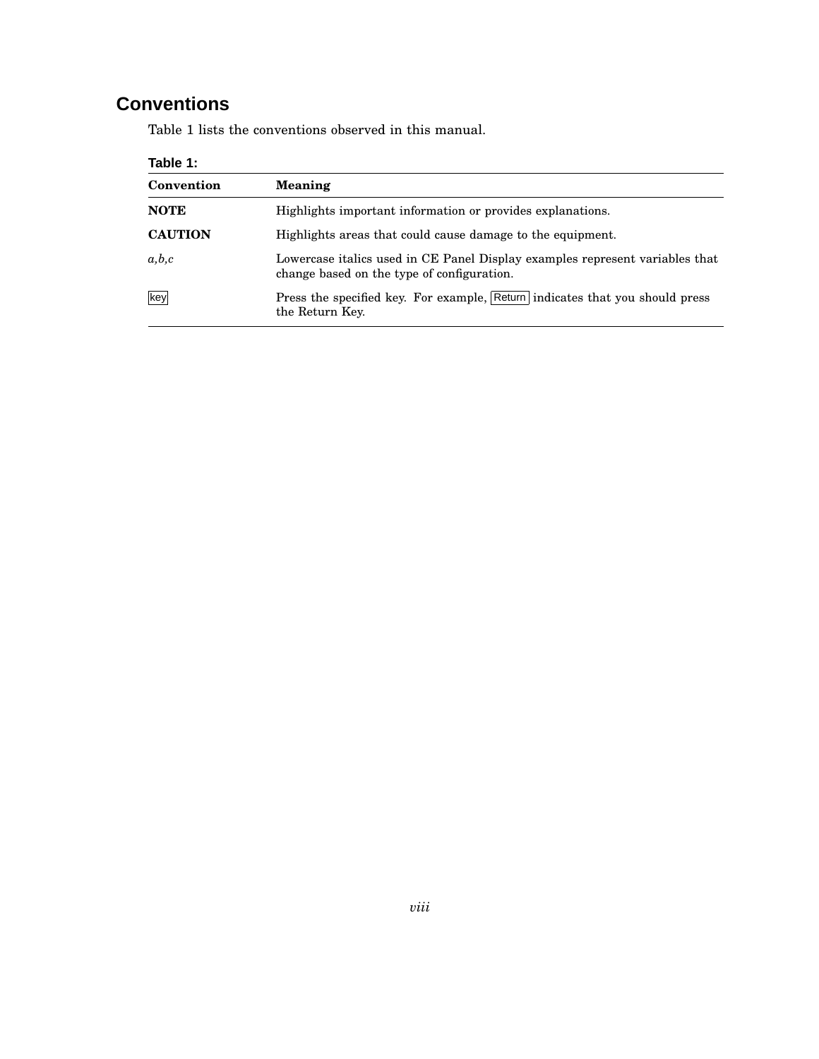## Conventions

Table 1 lists the conventions observed in this manual.

**Table 1:**

| Convention | Meaning |
|---|---|
| **NOTE** | Highlights important information or provides explanations. |
| **CAUTION** | Highlights areas that could cause damage to the equipment. |
| *a,b,c* | Lowercase italics used in CE Panel Display examples represent variables that change based on the type of configuration. |
| key | Press the specified key. For example, Return indicates that you should press the Return Key. |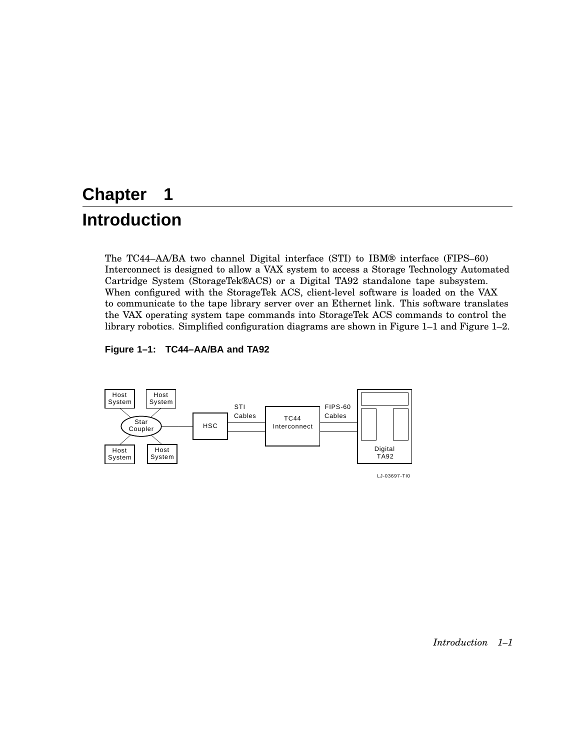# Chapter 1

# Introduction

The TC44–AA/BA two channel Digital interface (STI) to IBM® interface (FIPS–60) Interconnect is designed to allow a VAX system to access a Storage Technology Automated Cartridge System (StorageTek®ACS) or a Digital TA92 standalone tape subsystem. When configured with the StorageTek ACS, client-level software is loaded on the VAX to communicate to the tape library server over an Ethernet link. This software translates the VAX operating system tape commands into StorageTek ACS commands to control the library robotics. Simplified configuration diagrams are shown in Figure 1–1 and Figure 1–2.

**Figure 1–1: TC44–AA/BA and TA92**

Host System
Host System
Star Coupler
Host System
Host System
HSC
STI Cables
TC44 Interconnect
FIPS-60 Cables
Digital TA92

LJ-03697-TI0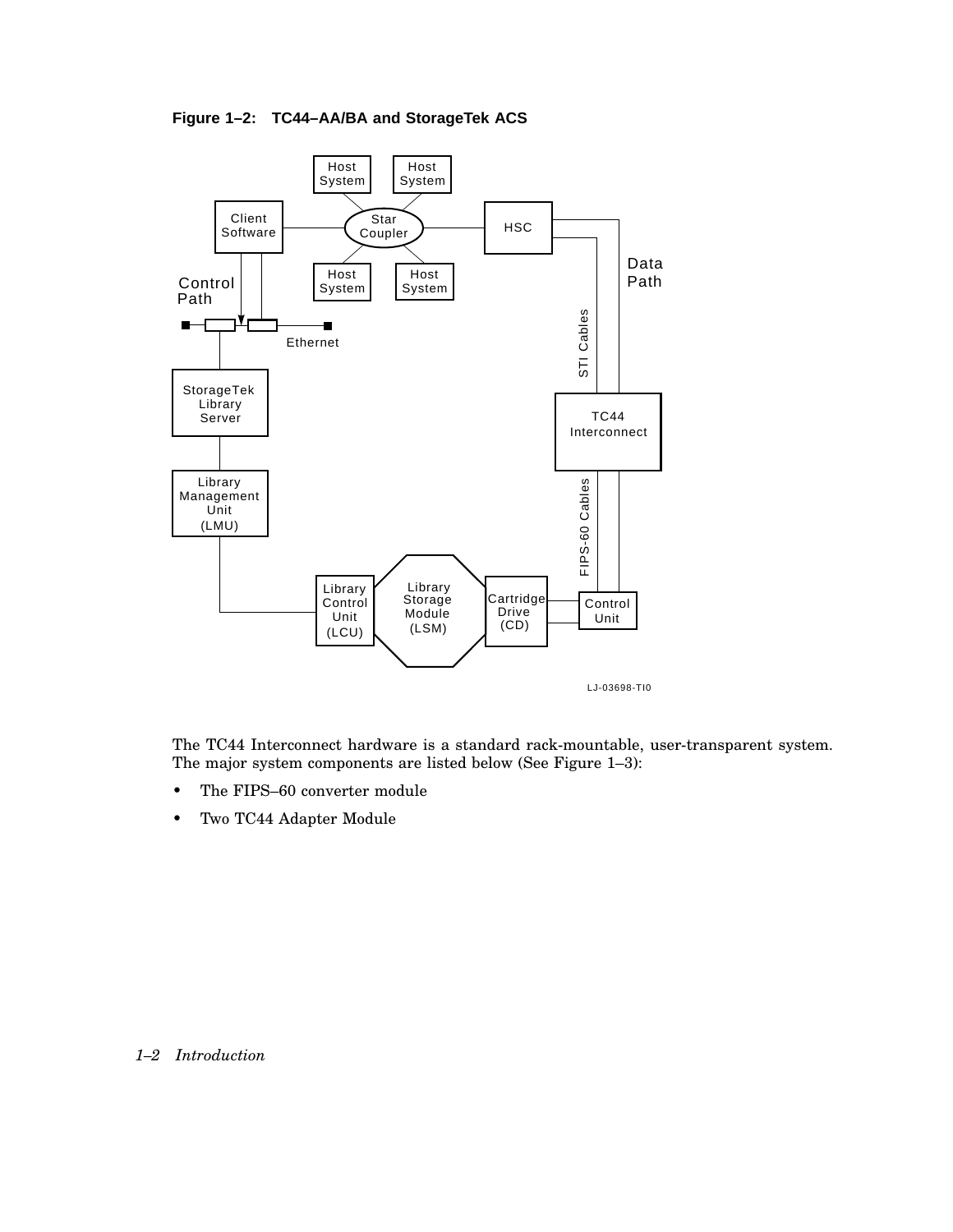**Figure 1–2: TC44–AA/BA and StorageTek ACS**

The TC44 Interconnect hardware is a standard rack-mountable, user-transparent system. The major system components are listed below (See Figure 1–3):

- The FIPS–60 converter module
- Two TC44 Adapter Module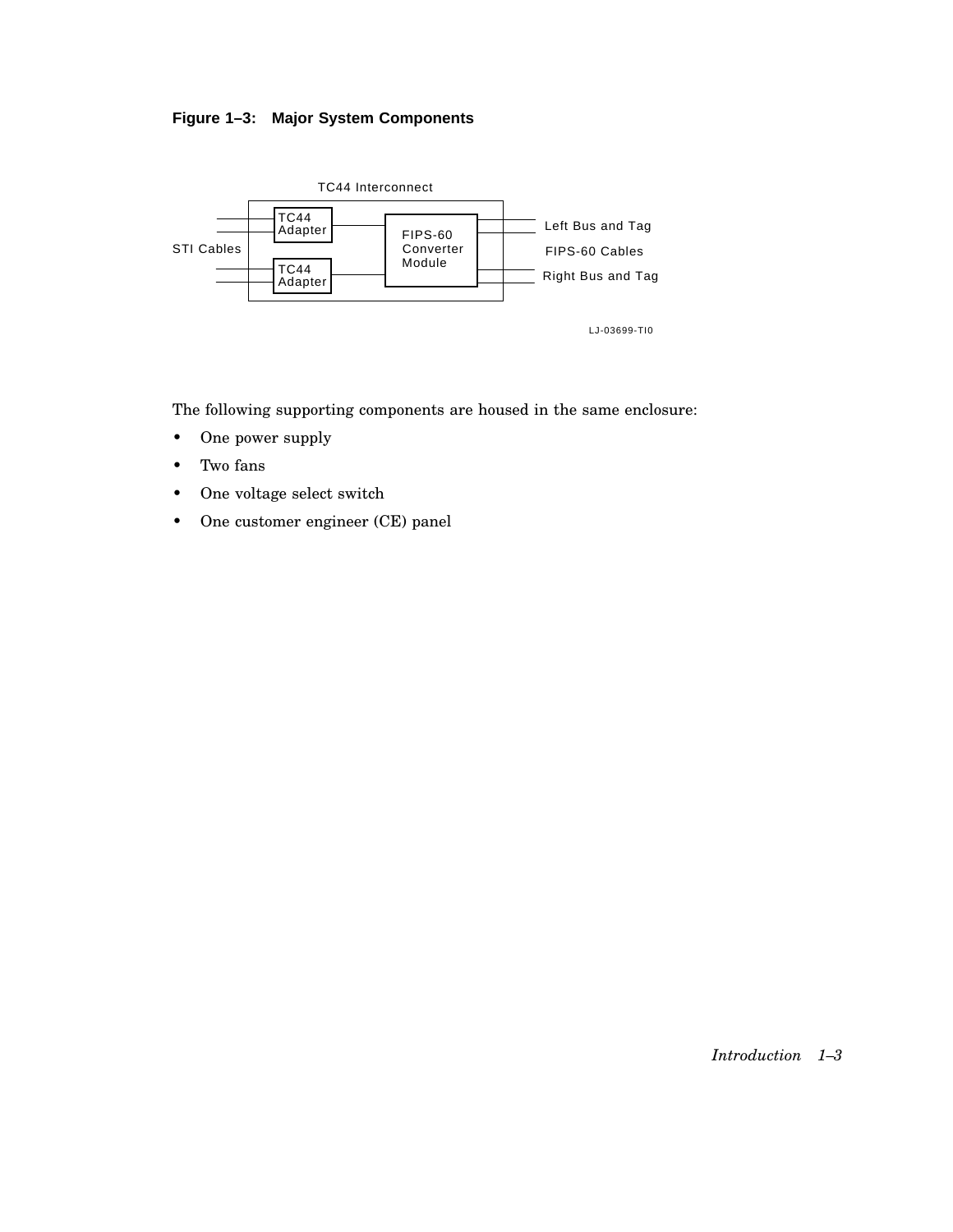**Figure 1–3: Major System Components**

The following supporting components are housed in the same enclosure:

- One power supply
- Two fans
- One voltage select switch
- One customer engineer (CE) panel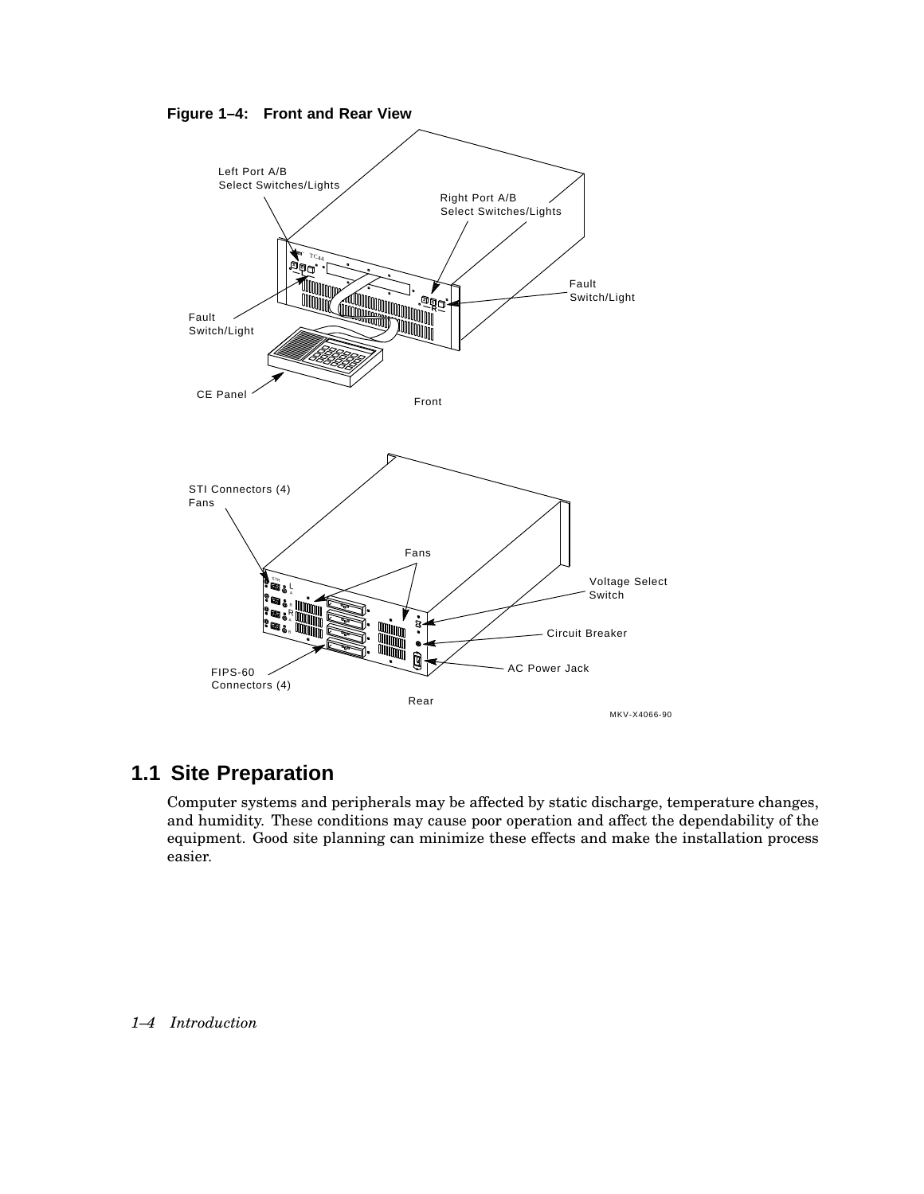**Figure 1–4: Front and Rear View**

Left Port A/B Select Switches/Lights

Right Port A/B Select Switches/Lights

Fault Switch/Light

Fault Switch/Light

CE Panel

Front

STI Connectors (4) Fans

Fans

Voltage Select Switch

Circuit Breaker

AC Power Jack

FIPS-60 Connectors (4)

Rear

MKV-X4066-90

## 1.1 Site Preparation

Computer systems and peripherals may be affected by static discharge, temperature changes, and humidity. These conditions may cause poor operation and affect the dependability of the equipment. Good site planning can minimize these effects and make the installation process easier.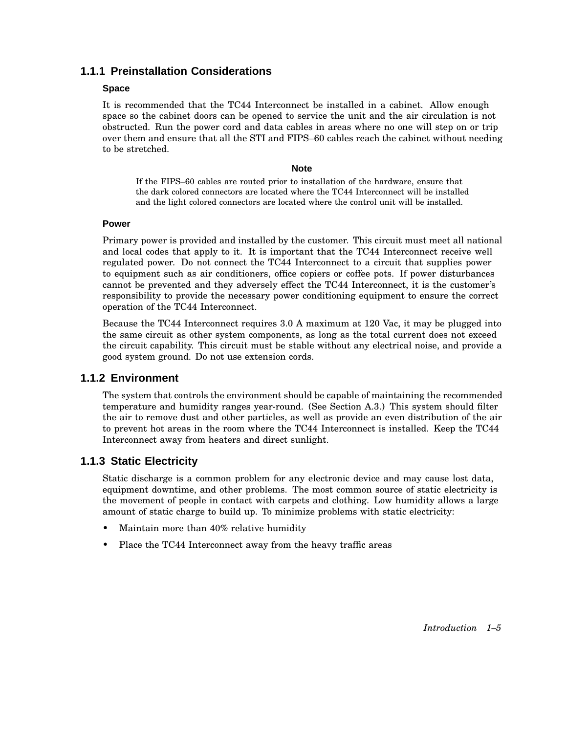### 1.1.1 Preinstallation Considerations

#### Space

It is recommended that the TC44 Interconnect be installed in a cabinet. Allow enough space so the cabinet doors can be opened to service the unit and the air circulation is not obstructed. Run the power cord and data cables in areas where no one will step on or trip over them and ensure that all the STI and FIPS–60 cables reach the cabinet without needing to be stretched.

**Note**

If the FIPS–60 cables are routed prior to installation of the hardware, ensure that the dark colored connectors are located where the TC44 Interconnect will be installed and the light colored connectors are located where the control unit will be installed.

#### Power

Primary power is provided and installed by the customer. This circuit must meet all national and local codes that apply to it. It is important that the TC44 Interconnect receive well regulated power. Do not connect the TC44 Interconnect to a circuit that supplies power to equipment such as air conditioners, office copiers or coffee pots. If power disturbances cannot be prevented and they adversely effect the TC44 Interconnect, it is the customer's responsibility to provide the necessary power conditioning equipment to ensure the correct operation of the TC44 Interconnect.

Because the TC44 Interconnect requires 3.0 A maximum at 120 Vac, it may be plugged into the same circuit as other system components, as long as the total current does not exceed the circuit capability. This circuit must be stable without any electrical noise, and provide a good system ground. Do not use extension cords.

### 1.1.2 Environment

The system that controls the environment should be capable of maintaining the recommended temperature and humidity ranges year-round. (See Section A.3.) This system should filter the air to remove dust and other particles, as well as provide an even distribution of the air to prevent hot areas in the room where the TC44 Interconnect is installed. Keep the TC44 Interconnect away from heaters and direct sunlight.

### 1.1.3 Static Electricity

Static discharge is a common problem for any electronic device and may cause lost data, equipment downtime, and other problems. The most common source of static electricity is the movement of people in contact with carpets and clothing. Low humidity allows a large amount of static charge to build up. To minimize problems with static electricity:

- Maintain more than 40% relative humidity
- Place the TC44 Interconnect away from the heavy traffic areas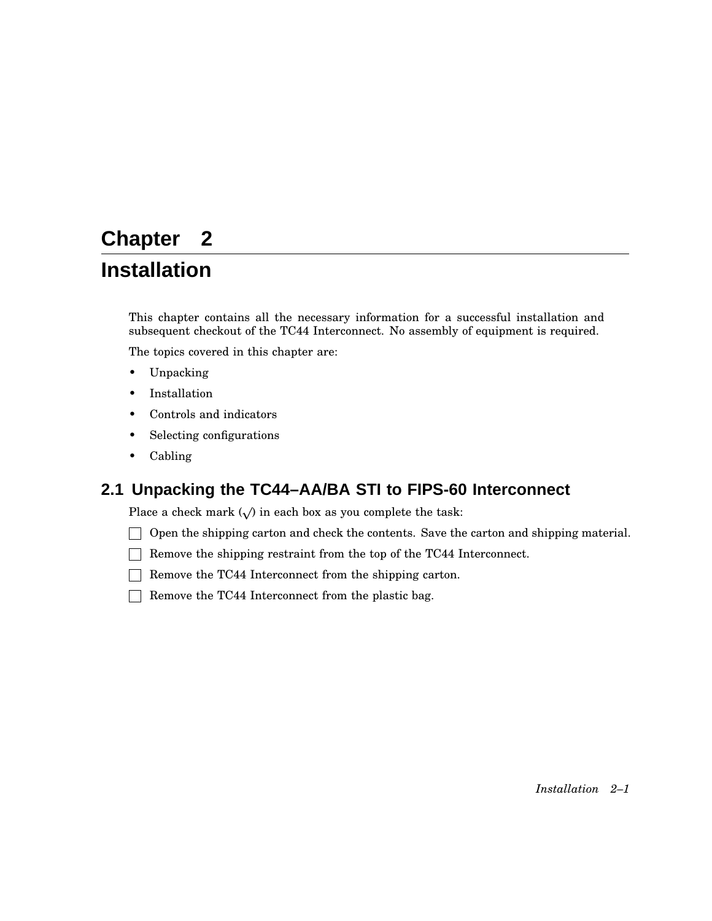# Chapter 2

# Installation

This chapter contains all the necessary information for a successful installation and subsequent checkout of the TC44 Interconnect. No assembly of equipment is required.

The topics covered in this chapter are:

- Unpacking
- Installation
- Controls and indicators
- Selecting configurations
- Cabling

## 2.1 Unpacking the TC44–AA/BA STI to FIPS-60 Interconnect

Place a check mark (√) in each box as you complete the task:

- [ ] Open the shipping carton and check the contents. Save the carton and shipping material.
- [ ] Remove the shipping restraint from the top of the TC44 Interconnect.
- [ ] Remove the TC44 Interconnect from the shipping carton.
- [ ] Remove the TC44 Interconnect from the plastic bag.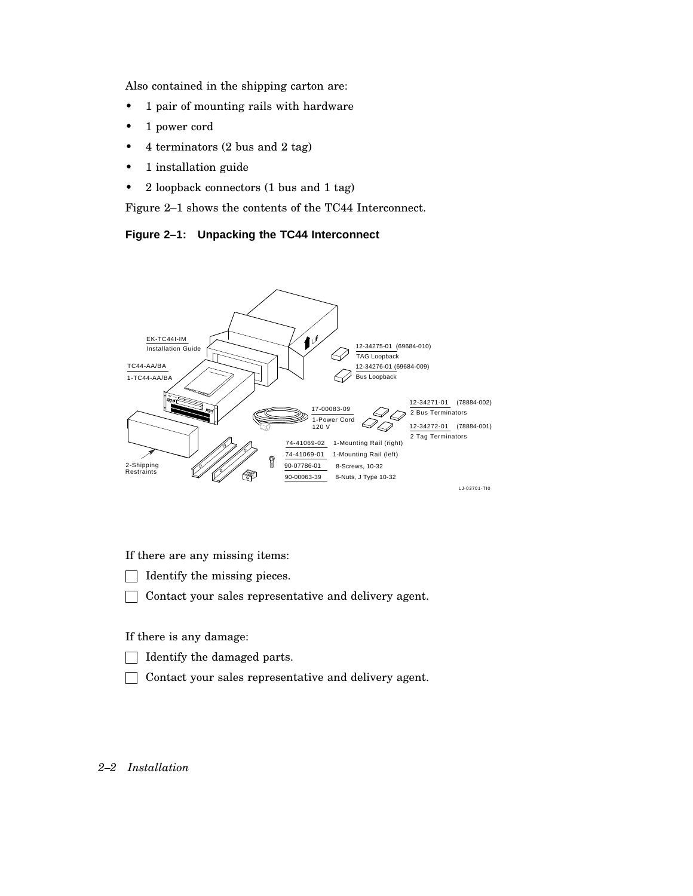Also contained in the shipping carton are:

- 1 pair of mounting rails with hardware
- 1 power cord
- 4 terminators (2 bus and 2 tag)
- 1 installation guide
- 2 loopback connectors (1 bus and 1 tag)

Figure 2–1 shows the contents of the TC44 Interconnect.

**Figure 2–1: Unpacking the TC44 Interconnect**

If there are any missing items:

☐ Identify the missing pieces.

☐ Contact your sales representative and delivery agent.

If there is any damage:

☐ Identify the damaged parts.

☐ Contact your sales representative and delivery agent.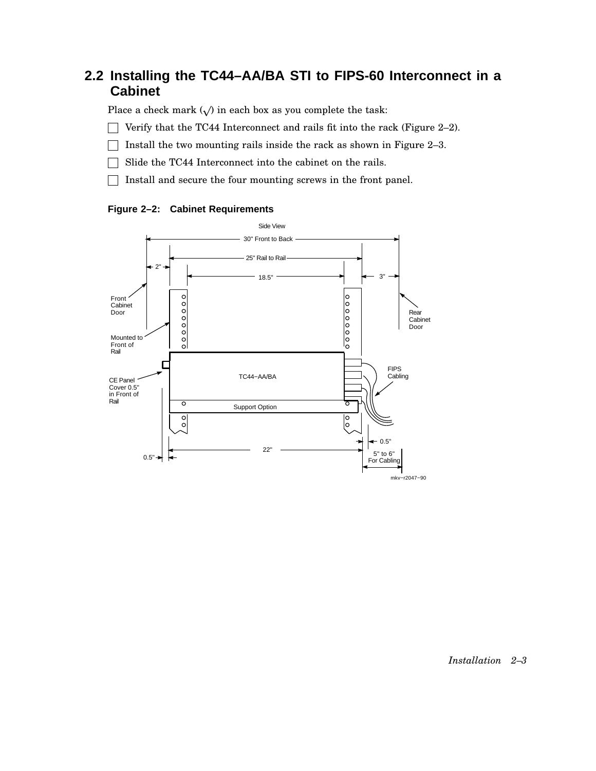## 2.2 Installing the TC44–AA/BA STI to FIPS-60 Interconnect in a Cabinet

Place a check mark (√) in each box as you complete the task:

- ☐ Verify that the TC44 Interconnect and rails fit into the rack (Figure 2–2).
- ☐ Install the two mounting rails inside the rack as shown in Figure 2–3.
- ☐ Slide the TC44 Interconnect into the cabinet on the rails.
- ☐ Install and secure the four mounting screws in the front panel.

**Figure 2–2: Cabinet Requirements**

Side View

30" Front to Back

25" Rail to Rail

2"

18.5"

3"

Front Cabinet Door

Rear Cabinet Door

Mounted to Front of Rail

TC44–AA/BA

FIPS Cabling

CE Panel Cover 0.5" in Front of Rail

Support Option

0.5"

22"

0.5"

5" to 6" For Cabling

mkv–r2047–90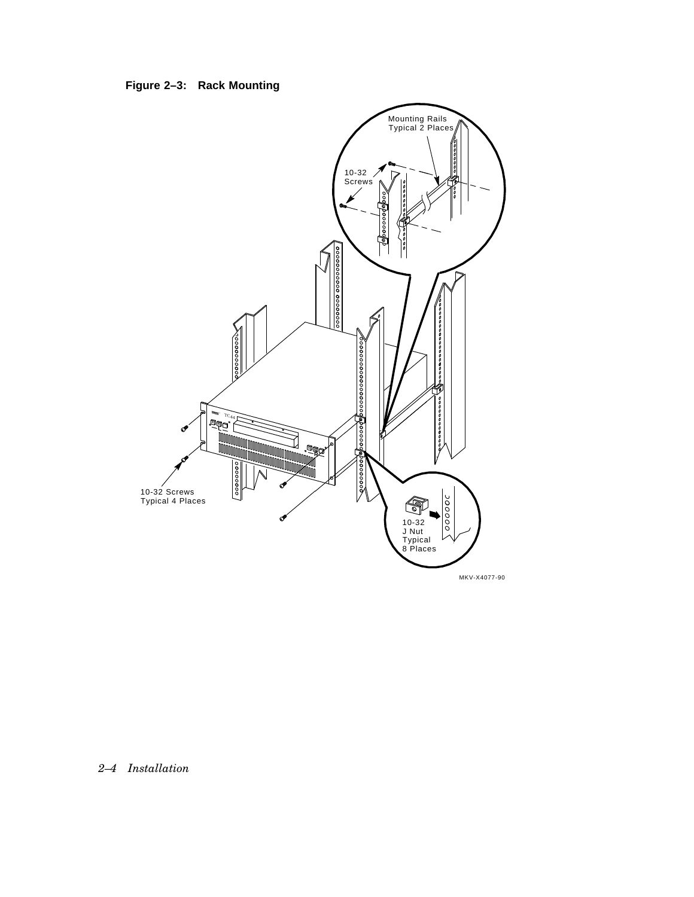**Figure 2–3: Rack Mounting**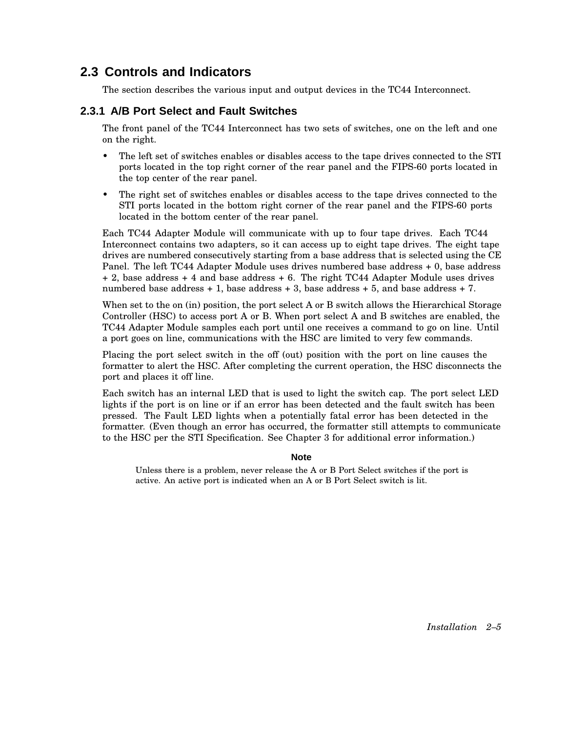## 2.3 Controls and Indicators

The section describes the various input and output devices in the TC44 Interconnect.

### 2.3.1 A/B Port Select and Fault Switches

The front panel of the TC44 Interconnect has two sets of switches, one on the left and one on the right.

- The left set of switches enables or disables access to the tape drives connected to the STI ports located in the top right corner of the rear panel and the FIPS-60 ports located in the top center of the rear panel.
- The right set of switches enables or disables access to the tape drives connected to the STI ports located in the bottom right corner of the rear panel and the FIPS-60 ports located in the bottom center of the rear panel.

Each TC44 Adapter Module will communicate with up to four tape drives. Each TC44 Interconnect contains two adapters, so it can access up to eight tape drives. The eight tape drives are numbered consecutively starting from a base address that is selected using the CE Panel. The left TC44 Adapter Module uses drives numbered base address + 0, base address + 2, base address + 4 and base address + 6. The right TC44 Adapter Module uses drives numbered base address + 1, base address + 3, base address + 5, and base address + 7.

When set to the on (in) position, the port select A or B switch allows the Hierarchical Storage Controller (HSC) to access port A or B. When port select A and B switches are enabled, the TC44 Adapter Module samples each port until one receives a command to go on line. Until a port goes on line, communications with the HSC are limited to very few commands.

Placing the port select switch in the off (out) position with the port on line causes the formatter to alert the HSC. After completing the current operation, the HSC disconnects the port and places it off line.

Each switch has an internal LED that is used to light the switch cap. The port select LED lights if the port is on line or if an error has been detected and the fault switch has been pressed. The Fault LED lights when a potentially fatal error has been detected in the formatter. (Even though an error has occurred, the formatter still attempts to communicate to the HSC per the STI Specification. See Chapter 3 for additional error information.)

**Note**

Unless there is a problem, never release the A or B Port Select switches if the port is active. An active port is indicated when an A or B Port Select switch is lit.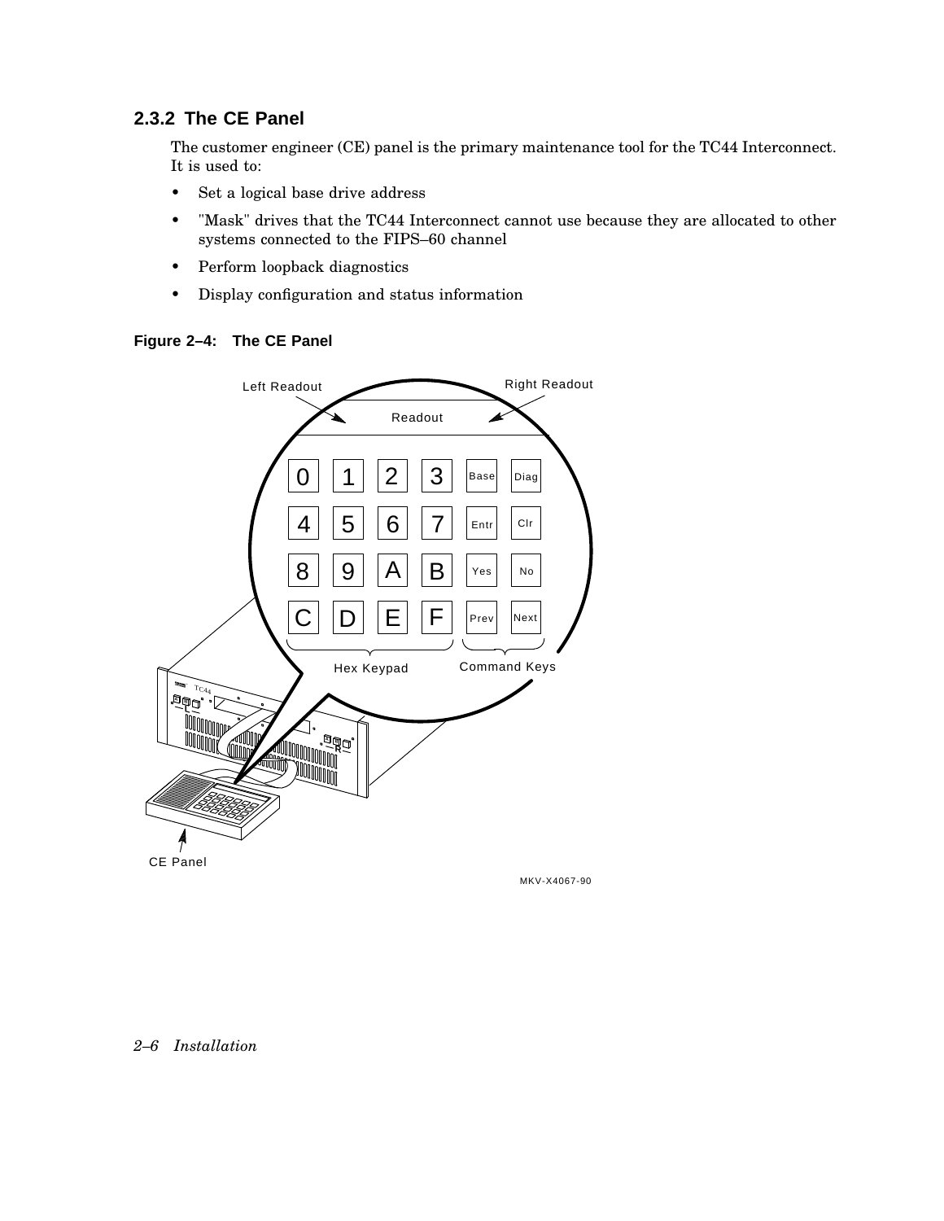### 2.3.2 The CE Panel

The customer engineer (CE) panel is the primary maintenance tool for the TC44 Interconnect. It is used to:

- Set a logical base drive address
- "Mask" drives that the TC44 Interconnect cannot use because they are allocated to other systems connected to the FIPS–60 channel
- Perform loopback diagnostics
- Display configuration and status information

**Figure 2–4: The CE Panel**

Left Readout Right Readout Readout

0 1 2 3 Base Diag
4 5 6 7 Entr Clr
8 9 A B Yes No
C D E F Prev Next

Hex Keypad Command Keys

CE Panel

MKV-X4067-90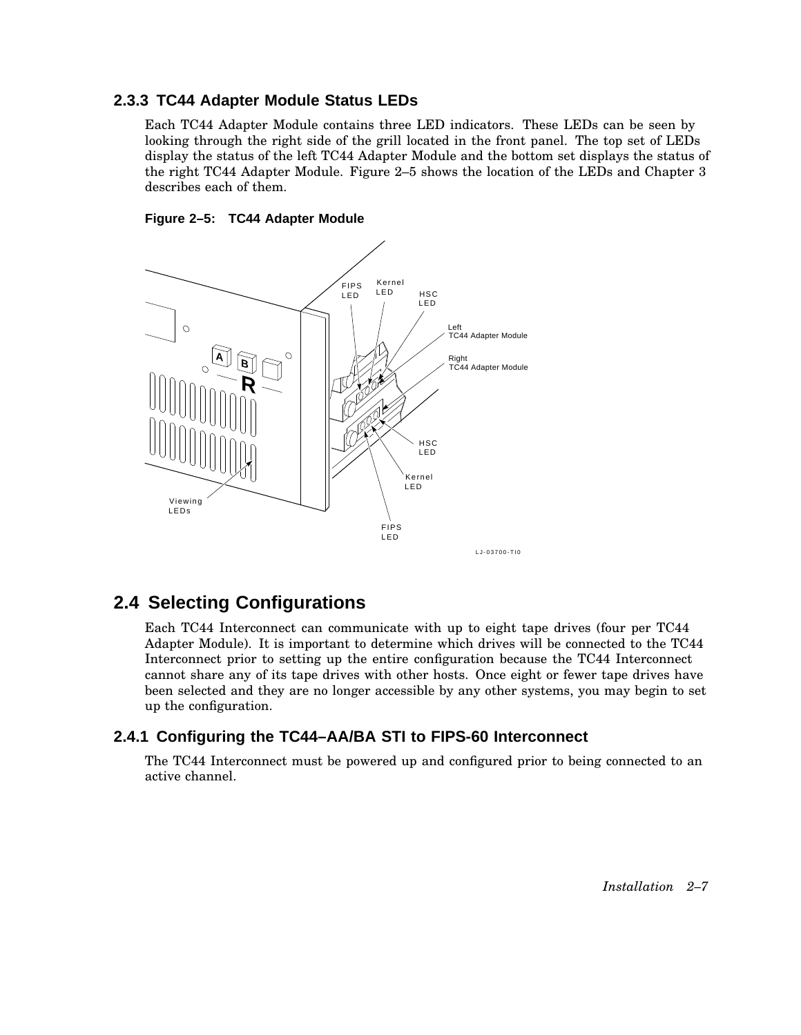### 2.3.3 TC44 Adapter Module Status LEDs

Each TC44 Adapter Module contains three LED indicators. These LEDs can be seen by looking through the right side of the grill located in the front panel. The top set of LEDs display the status of the left TC44 Adapter Module and the bottom set displays the status of the right TC44 Adapter Module. Figure 2–5 shows the location of the LEDs and Chapter 3 describes each of them.

**Figure 2–5: TC44 Adapter Module**

## 2.4 Selecting Configurations

Each TC44 Interconnect can communicate with up to eight tape drives (four per TC44 Adapter Module). It is important to determine which drives will be connected to the TC44 Interconnect prior to setting up the entire configuration because the TC44 Interconnect cannot share any of its tape drives with other hosts. Once eight or fewer tape drives have been selected and they are no longer accessible by any other systems, you may begin to set up the configuration.

### 2.4.1 Configuring the TC44–AA/BA STI to FIPS-60 Interconnect

The TC44 Interconnect must be powered up and configured prior to being connected to an active channel.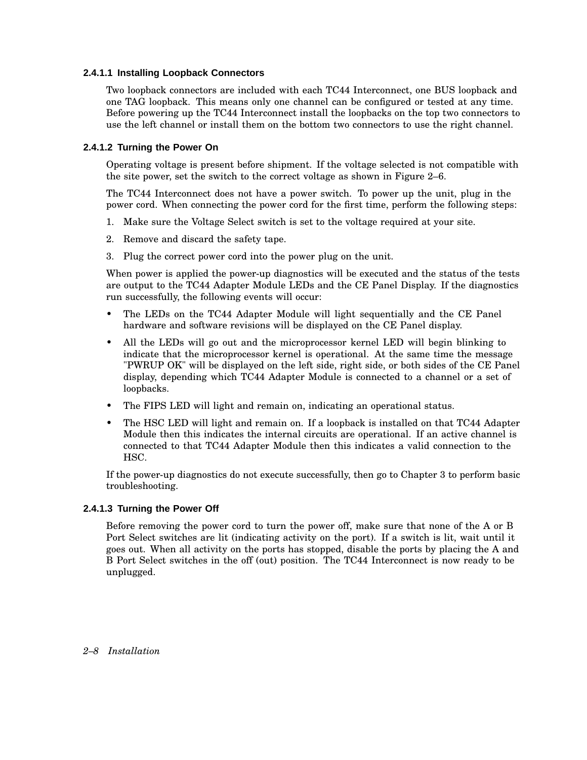#### 2.4.1.1 Installing Loopback Connectors

Two loopback connectors are included with each TC44 Interconnect, one BUS loopback and one TAG loopback. This means only one channel can be configured or tested at any time. Before powering up the TC44 Interconnect install the loopbacks on the top two connectors to use the left channel or install them on the bottom two connectors to use the right channel.

#### 2.4.1.2 Turning the Power On

Operating voltage is present before shipment. If the voltage selected is not compatible with the site power, set the switch to the correct voltage as shown in Figure 2–6.

The TC44 Interconnect does not have a power switch. To power up the unit, plug in the power cord. When connecting the power cord for the first time, perform the following steps:

1. Make sure the Voltage Select switch is set to the voltage required at your site.
2. Remove and discard the safety tape.
3. Plug the correct power cord into the power plug on the unit.

When power is applied the power-up diagnostics will be executed and the status of the tests are output to the TC44 Adapter Module LEDs and the CE Panel Display. If the diagnostics run successfully, the following events will occur:

- The LEDs on the TC44 Adapter Module will light sequentially and the CE Panel hardware and software revisions will be displayed on the CE Panel display.
- All the LEDs will go out and the microprocessor kernel LED will begin blinking to indicate that the microprocessor kernel is operational. At the same time the message "PWRUP OK" will be displayed on the left side, right side, or both sides of the CE Panel display, depending which TC44 Adapter Module is connected to a channel or a set of loopbacks.
- The FIPS LED will light and remain on, indicating an operational status.
- The HSC LED will light and remain on. If a loopback is installed on that TC44 Adapter Module then this indicates the internal circuits are operational. If an active channel is connected to that TC44 Adapter Module then this indicates a valid connection to the HSC.

If the power-up diagnostics do not execute successfully, then go to Chapter 3 to perform basic troubleshooting.

#### 2.4.1.3 Turning the Power Off

Before removing the power cord to turn the power off, make sure that none of the A or B Port Select switches are lit (indicating activity on the port). If a switch is lit, wait until it goes out. When all activity on the ports has stopped, disable the ports by placing the A and B Port Select switches in the off (out) position. The TC44 Interconnect is now ready to be unplugged.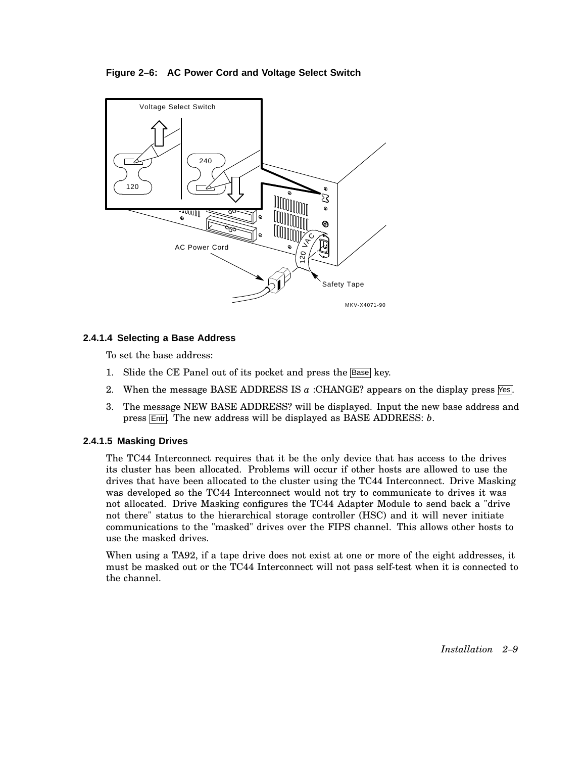**Figure 2–6: AC Power Cord and Voltage Select Switch**

#### 2.4.1.4 Selecting a Base Address

To set the base address:

1. Slide the CE Panel out of its pocket and press the Base key.
2. When the message BASE ADDRESS IS *a* :CHANGE? appears on the display press Yes.
3. The message NEW BASE ADDRESS? will be displayed. Input the new base address and press Entr. The new address will be displayed as BASE ADDRESS: *b*.

#### 2.4.1.5 Masking Drives

The TC44 Interconnect requires that it be the only device that has access to the drives its cluster has been allocated. Problems will occur if other hosts are allowed to use the drives that have been allocated to the cluster using the TC44 Interconnect. Drive Masking was developed so the TC44 Interconnect would not try to communicate to drives it was not allocated. Drive Masking configures the TC44 Adapter Module to send back a "drive not there" status to the hierarchical storage controller (HSC) and it will never initiate communications to the "masked" drives over the FIPS channel. This allows other hosts to use the masked drives.

When using a TA92, if a tape drive does not exist at one or more of the eight addresses, it must be masked out or the TC44 Interconnect will not pass self-test when it is connected to the channel.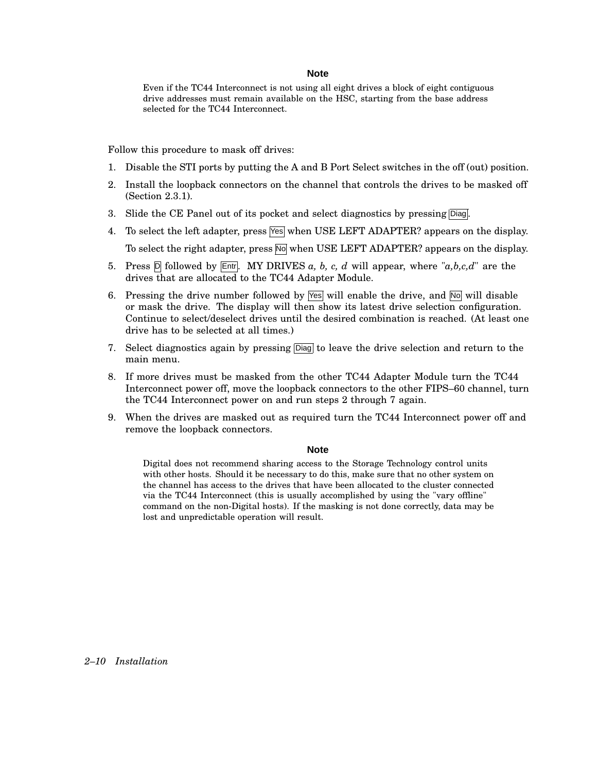**Note**

Even if the TC44 Interconnect is not using all eight drives a block of eight contiguous drive addresses must remain available on the HSC, starting from the base address selected for the TC44 Interconnect.

Follow this procedure to mask off drives:

1. Disable the STI ports by putting the A and B Port Select switches in the off (out) position.
2. Install the loopback connectors on the channel that controls the drives to be masked off (Section 2.3.1).
3. Slide the CE Panel out of its pocket and select diagnostics by pressing Diag.
4. To select the left adapter, press Yes when USE LEFT ADAPTER? appears on the display.

   To select the right adapter, press No when USE LEFT ADAPTER? appears on the display.
5. Press D followed by Entr. MY DRIVES *a, b, c, d* will appear, where "*a,b,c,d*" are the drives that are allocated to the TC44 Adapter Module.
6. Pressing the drive number followed by Yes will enable the drive, and No will disable or mask the drive. The display will then show its latest drive selection configuration. Continue to select/deselect drives until the desired combination is reached. (At least one drive has to be selected at all times.)
7. Select diagnostics again by pressing Diag to leave the drive selection and return to the main menu.
8. If more drives must be masked from the other TC44 Adapter Module turn the TC44 Interconnect power off, move the loopback connectors to the other FIPS–60 channel, turn the TC44 Interconnect power on and run steps 2 through 7 again.
9. When the drives are masked out as required turn the TC44 Interconnect power off and remove the loopback connectors.

**Note**

Digital does not recommend sharing access to the Storage Technology control units with other hosts. Should it be necessary to do this, make sure that no other system on the channel has access to the drives that have been allocated to the cluster connected via the TC44 Interconnect (this is usually accomplished by using the "vary offline" command on the non-Digital hosts). If the masking is not done correctly, data may be lost and unpredictable operation will result.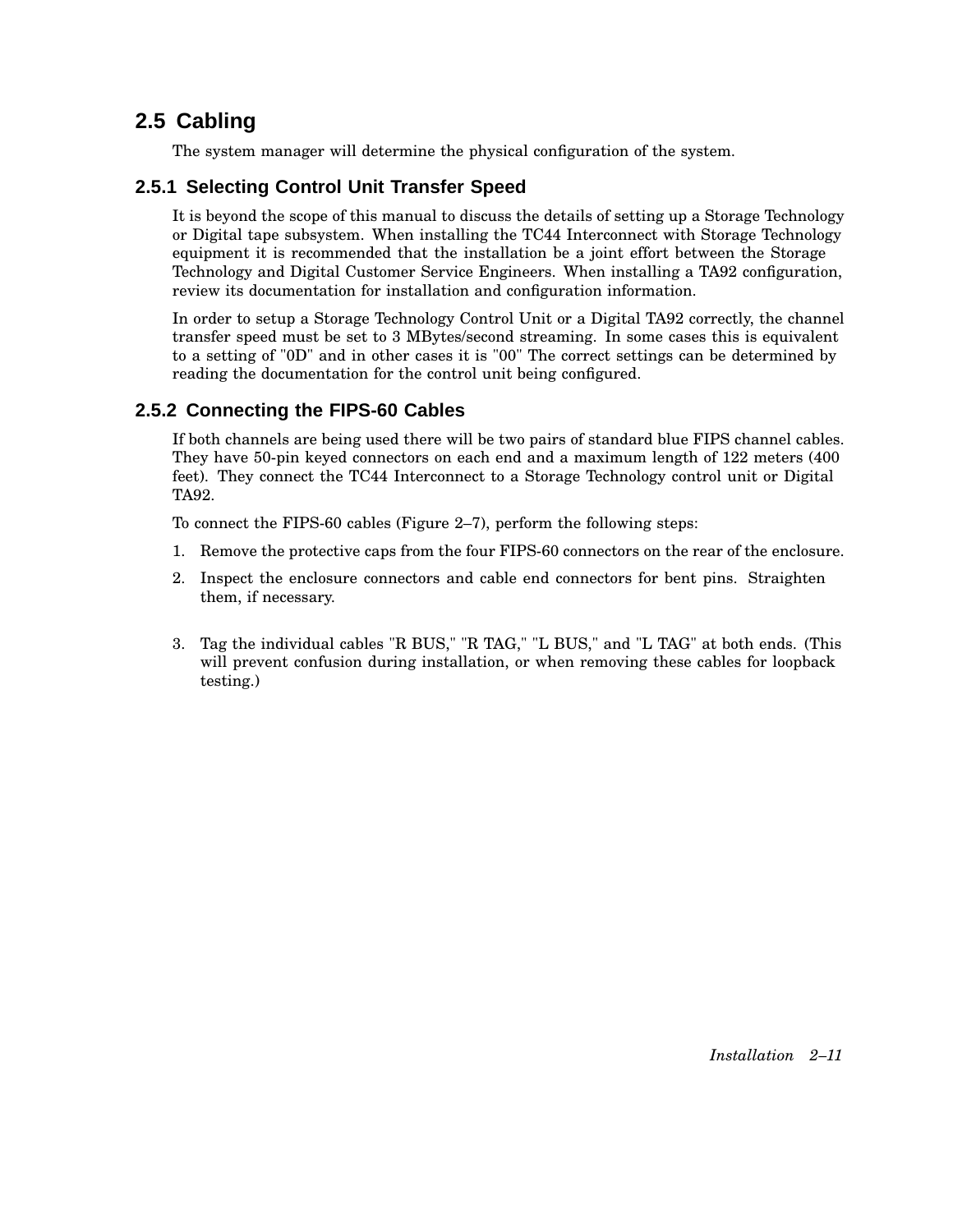## 2.5 Cabling

The system manager will determine the physical configuration of the system.

### 2.5.1 Selecting Control Unit Transfer Speed

It is beyond the scope of this manual to discuss the details of setting up a Storage Technology or Digital tape subsystem. When installing the TC44 Interconnect with Storage Technology equipment it is recommended that the installation be a joint effort between the Storage Technology and Digital Customer Service Engineers. When installing a TA92 configuration, review its documentation for installation and configuration information.

In order to setup a Storage Technology Control Unit or a Digital TA92 correctly, the channel transfer speed must be set to 3 MBytes/second streaming. In some cases this is equivalent to a setting of "0D" and in other cases it is "00" The correct settings can be determined by reading the documentation for the control unit being configured.

### 2.5.2 Connecting the FIPS-60 Cables

If both channels are being used there will be two pairs of standard blue FIPS channel cables. They have 50-pin keyed connectors on each end and a maximum length of 122 meters (400 feet). They connect the TC44 Interconnect to a Storage Technology control unit or Digital TA92.

To connect the FIPS-60 cables (Figure 2–7), perform the following steps:

1. Remove the protective caps from the four FIPS-60 connectors on the rear of the enclosure.
2. Inspect the enclosure connectors and cable end connectors for bent pins. Straighten them, if necessary.
3. Tag the individual cables "R BUS," "R TAG," "L BUS," and "L TAG" at both ends. (This will prevent confusion during installation, or when removing these cables for loopback testing.)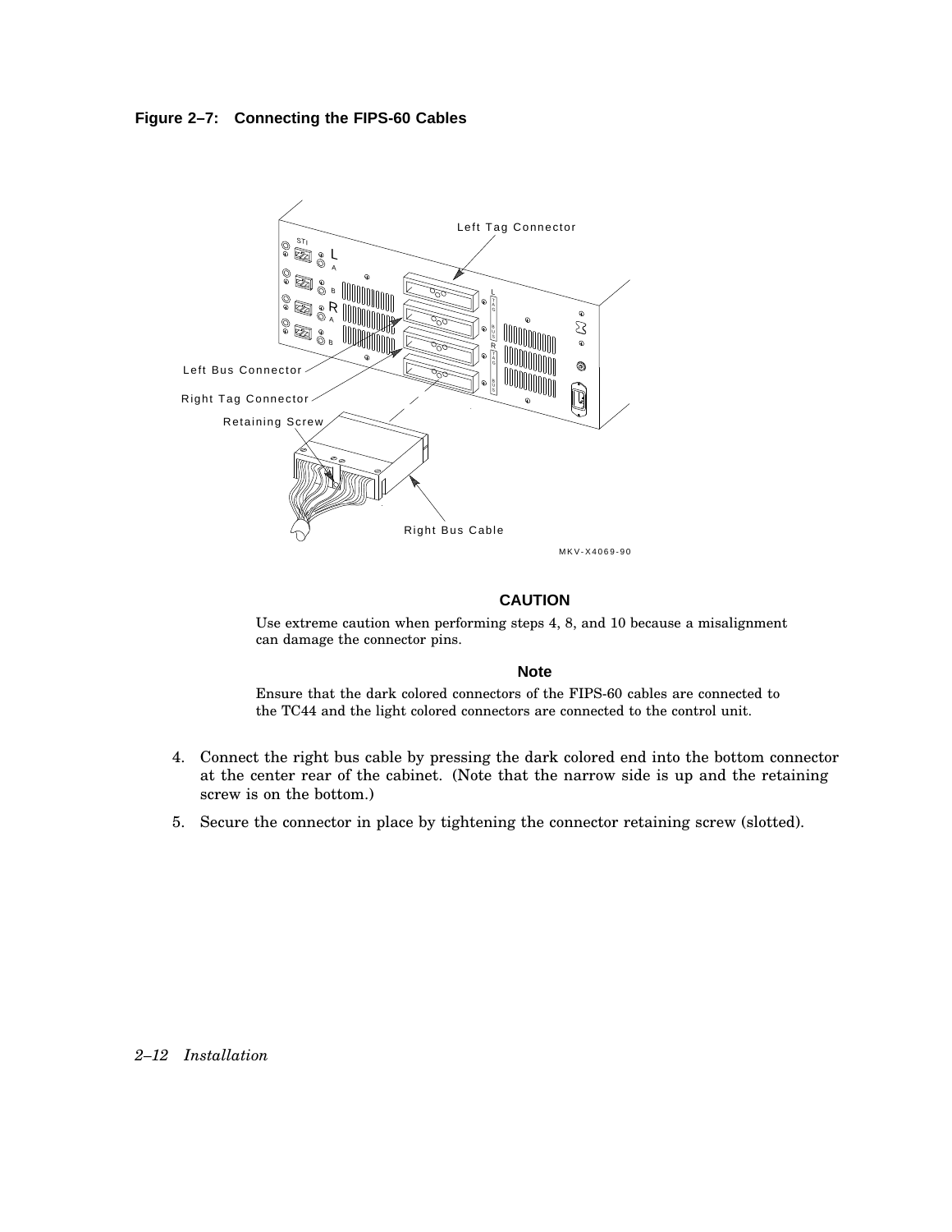**Figure 2–7: Connecting the FIPS-60 Cables**

### CAUTION

Use extreme caution when performing steps 4, 8, and 10 because a misalignment can damage the connector pins.

### Note

Ensure that the dark colored connectors of the FIPS-60 cables are connected to the TC44 and the light colored connectors are connected to the control unit.

4. Connect the right bus cable by pressing the dark colored end into the bottom connector at the center rear of the cabinet. (Note that the narrow side is up and the retaining screw is on the bottom.)
5. Secure the connector in place by tightening the connector retaining screw (slotted).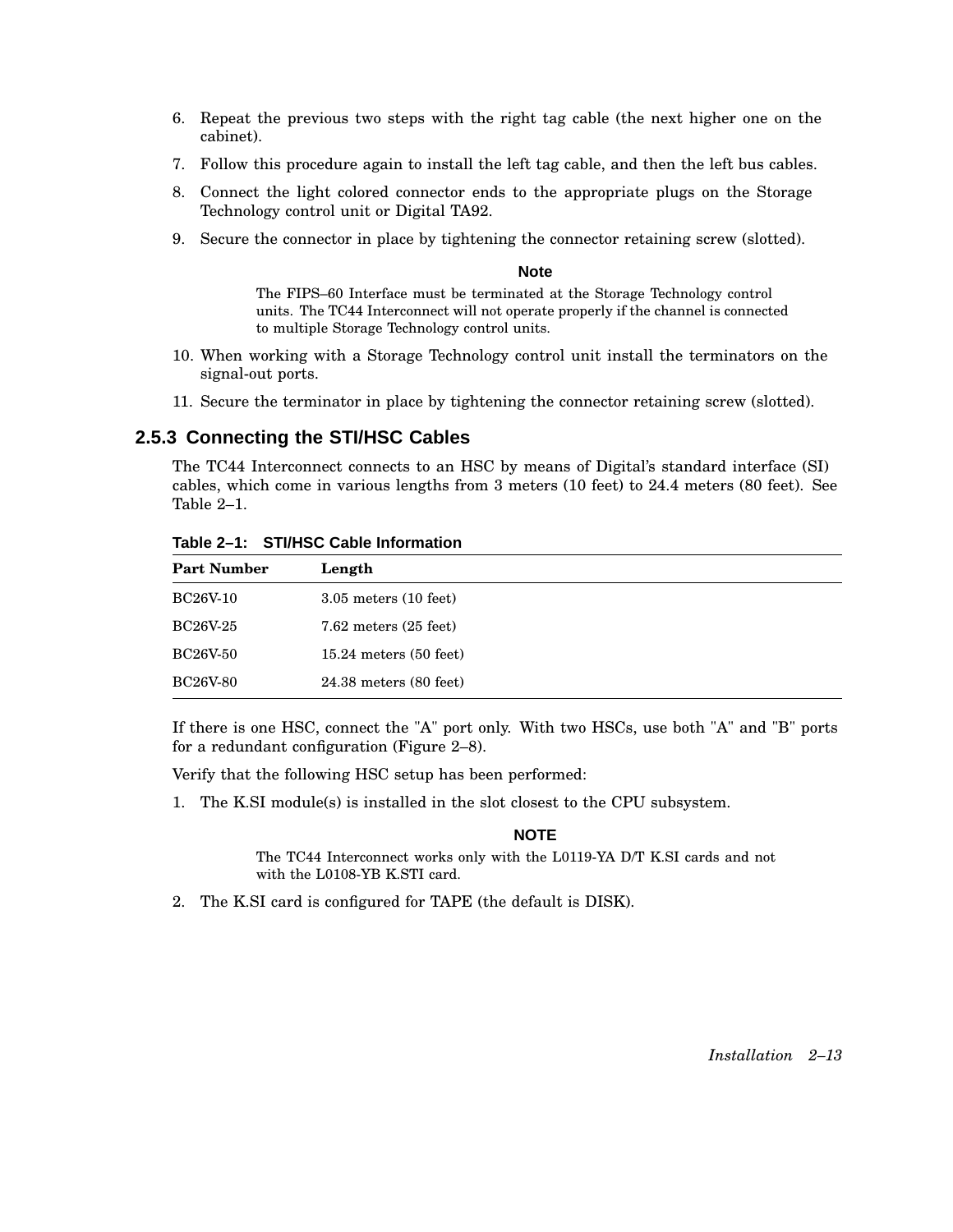6. Repeat the previous two steps with the right tag cable (the next higher one on the cabinet).
7. Follow this procedure again to install the left tag cable, and then the left bus cables.
8. Connect the light colored connector ends to the appropriate plugs on the Storage Technology control unit or Digital TA92.
9. Secure the connector in place by tightening the connector retaining screw (slotted).

**Note**

The FIPS–60 Interface must be terminated at the Storage Technology control units. The TC44 Interconnect will not operate properly if the channel is connected to multiple Storage Technology control units.

10. When working with a Storage Technology control unit install the terminators on the signal-out ports.
11. Secure the terminator in place by tightening the connector retaining screw (slotted).

### 2.5.3 Connecting the STI/HSC Cables

The TC44 Interconnect connects to an HSC by means of Digital's standard interface (SI) cables, which come in various lengths from 3 meters (10 feet) to 24.4 meters (80 feet). See Table 2–1.

**Table 2–1: STI/HSC Cable Information**

| Part Number | Length |
|---|---|
| BC26V-10 | 3.05 meters (10 feet) |
| BC26V-25 | 7.62 meters (25 feet) |
| BC26V-50 | 15.24 meters (50 feet) |
| BC26V-80 | 24.38 meters (80 feet) |

If there is one HSC, connect the "A" port only. With two HSCs, use both "A" and "B" ports for a redundant configuration (Figure 2–8).

Verify that the following HSC setup has been performed:

1. The K.SI module(s) is installed in the slot closest to the CPU subsystem.

**NOTE**

The TC44 Interconnect works only with the L0119-YA D/T K.SI cards and not with the L0108-YB K.STI card.

2. The K.SI card is configured for TAPE (the default is DISK).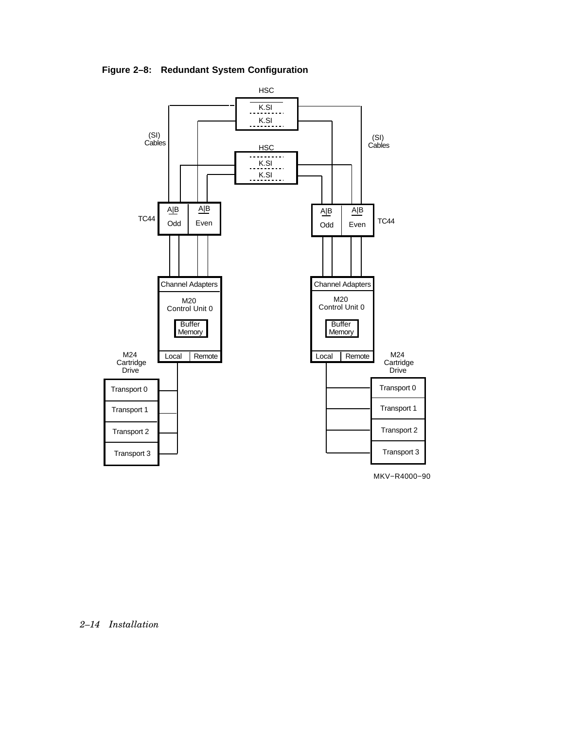**Figure 2–8: Redundant System Configuration**

HSC

K.SI

K.SI

(SI) Cables

HSC

K.SI

K.SI

(SI) Cables

TC44

A|B Odd

A|B Even

A|B Odd

A|B Even

TC44

Channel Adapters

M20 Control Unit 0

Buffer Memory

Local | Remote

Channel Adapters

M20 Control Unit 0

Buffer Memory

Local | Remote

M24 Cartridge Drive

Transport 0

Transport 1

Transport 2

Transport 3

M24 Cartridge Drive

Transport 0

Transport 1

Transport 2

Transport 3

MKV−R4000−90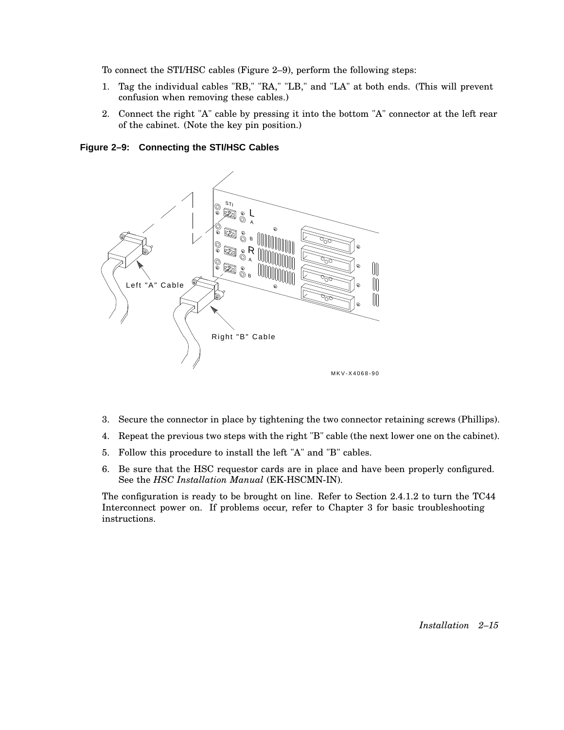To connect the STI/HSC cables (Figure 2–9), perform the following steps:

1. Tag the individual cables "RB," "RA," "LB," and "LA" at both ends. (This will prevent confusion when removing these cables.)
2. Connect the right "A" cable by pressing it into the bottom "A" connector at the left rear of the cabinet. (Note the key pin position.)

**Figure 2–9: Connecting the STI/HSC Cables**

3. Secure the connector in place by tightening the two connector retaining screws (Phillips).
4. Repeat the previous two steps with the right "B" cable (the next lower one on the cabinet).
5. Follow this procedure to install the left "A" and "B" cables.
6. Be sure that the HSC requestor cards are in place and have been properly configured. See the *HSC Installation Manual* (EK-HSCMN-IN).

The configuration is ready to be brought on line. Refer to Section 2.4.1.2 to turn the TC44 Interconnect power on. If problems occur, refer to Chapter 3 for basic troubleshooting instructions.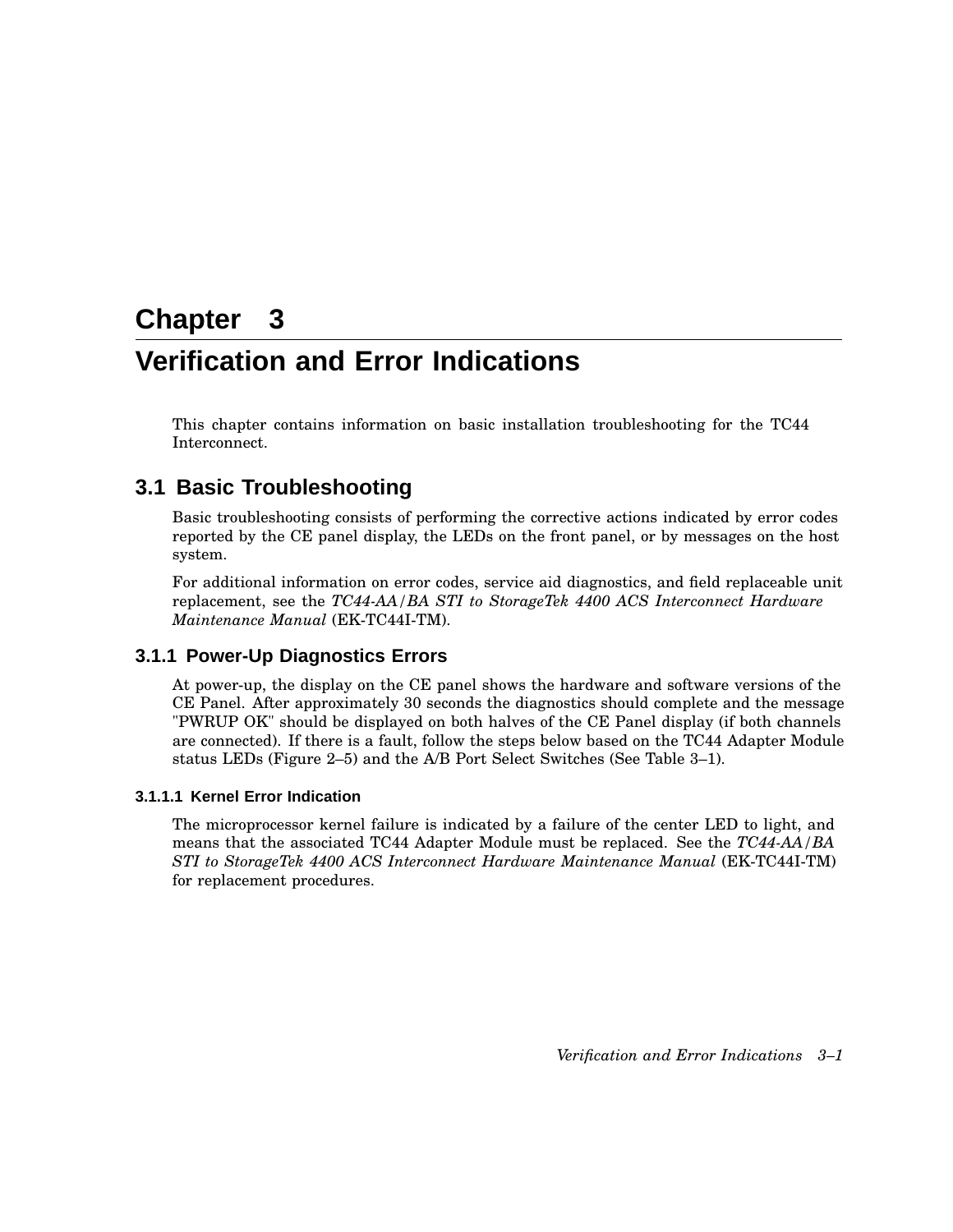# Chapter 3

# Verification and Error Indications

This chapter contains information on basic installation troubleshooting for the TC44 Interconnect.

## 3.1 Basic Troubleshooting

Basic troubleshooting consists of performing the corrective actions indicated by error codes reported by the CE panel display, the LEDs on the front panel, or by messages on the host system.

For additional information on error codes, service aid diagnostics, and field replaceable unit replacement, see the *TC44-AA/BA STI to StorageTek 4400 ACS Interconnect Hardware Maintenance Manual* (EK-TC44I-TM).

### 3.1.1 Power-Up Diagnostics Errors

At power-up, the display on the CE panel shows the hardware and software versions of the CE Panel. After approximately 30 seconds the diagnostics should complete and the message "PWRUP OK" should be displayed on both halves of the CE Panel display (if both channels are connected). If there is a fault, follow the steps below based on the TC44 Adapter Module status LEDs (Figure 2–5) and the A/B Port Select Switches (See Table 3–1).

#### 3.1.1.1 Kernel Error Indication

The microprocessor kernel failure is indicated by a failure of the center LED to light, and means that the associated TC44 Adapter Module must be replaced. See the *TC44-AA/BA STI to StorageTek 4400 ACS Interconnect Hardware Maintenance Manual* (EK-TC44I-TM) for replacement procedures.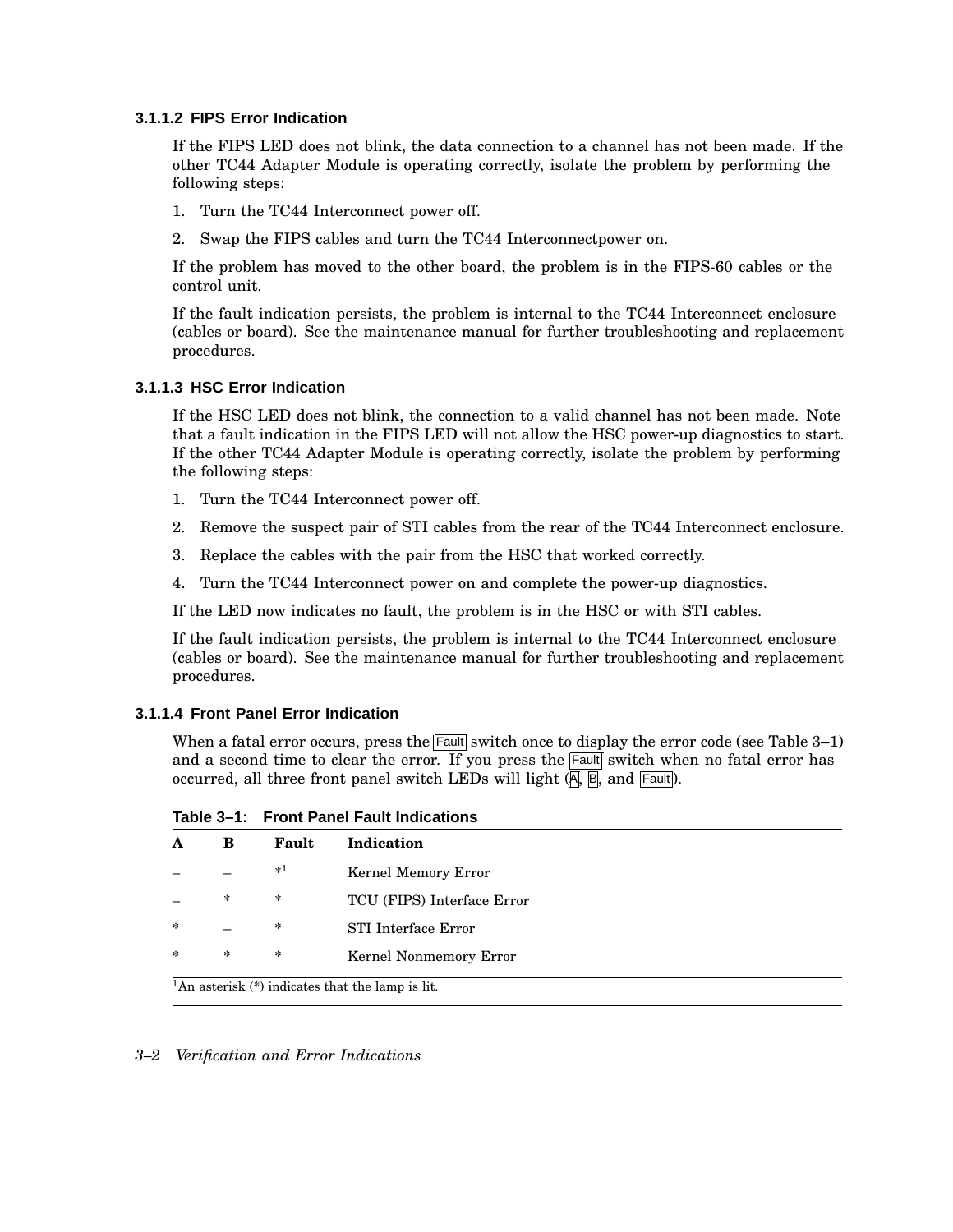### 3.1.1.2 FIPS Error Indication

If the FIPS LED does not blink, the data connection to a channel has not been made. If the other TC44 Adapter Module is operating correctly, isolate the problem by performing the following steps:

1. Turn the TC44 Interconnect power off.
2. Swap the FIPS cables and turn the TC44 Interconnectpower on.

If the problem has moved to the other board, the problem is in the FIPS-60 cables or the control unit.

If the fault indication persists, the problem is internal to the TC44 Interconnect enclosure (cables or board). See the maintenance manual for further troubleshooting and replacement procedures.

### 3.1.1.3 HSC Error Indication

If the HSC LED does not blink, the connection to a valid channel has not been made. Note that a fault indication in the FIPS LED will not allow the HSC power-up diagnostics to start. If the other TC44 Adapter Module is operating correctly, isolate the problem by performing the following steps:

1. Turn the TC44 Interconnect power off.
2. Remove the suspect pair of STI cables from the rear of the TC44 Interconnect enclosure.
3. Replace the cables with the pair from the HSC that worked correctly.
4. Turn the TC44 Interconnect power on and complete the power-up diagnostics.

If the LED now indicates no fault, the problem is in the HSC or with STI cables.

If the fault indication persists, the problem is internal to the TC44 Interconnect enclosure (cables or board). See the maintenance manual for further troubleshooting and replacement procedures.

### 3.1.1.4 Front Panel Error Indication

When a fatal error occurs, press the Fault switch once to display the error code (see Table 3–1) and a second time to clear the error. If you press the Fault switch when no fatal error has occurred, all three front panel switch LEDs will light (A, B, and Fault).

**Table 3–1: Front Panel Fault Indications**

| A | B | Fault | Indication |
|---|---|---|---|
| – | – | *[1] | Kernel Memory Error |
| – | * | * | TCU (FIPS) Interface Error |
| * | – | * | STI Interface Error |
| * | * | * | Kernel Nonmemory Error |

[1]An asterisk (*) indicates that the lamp is lit.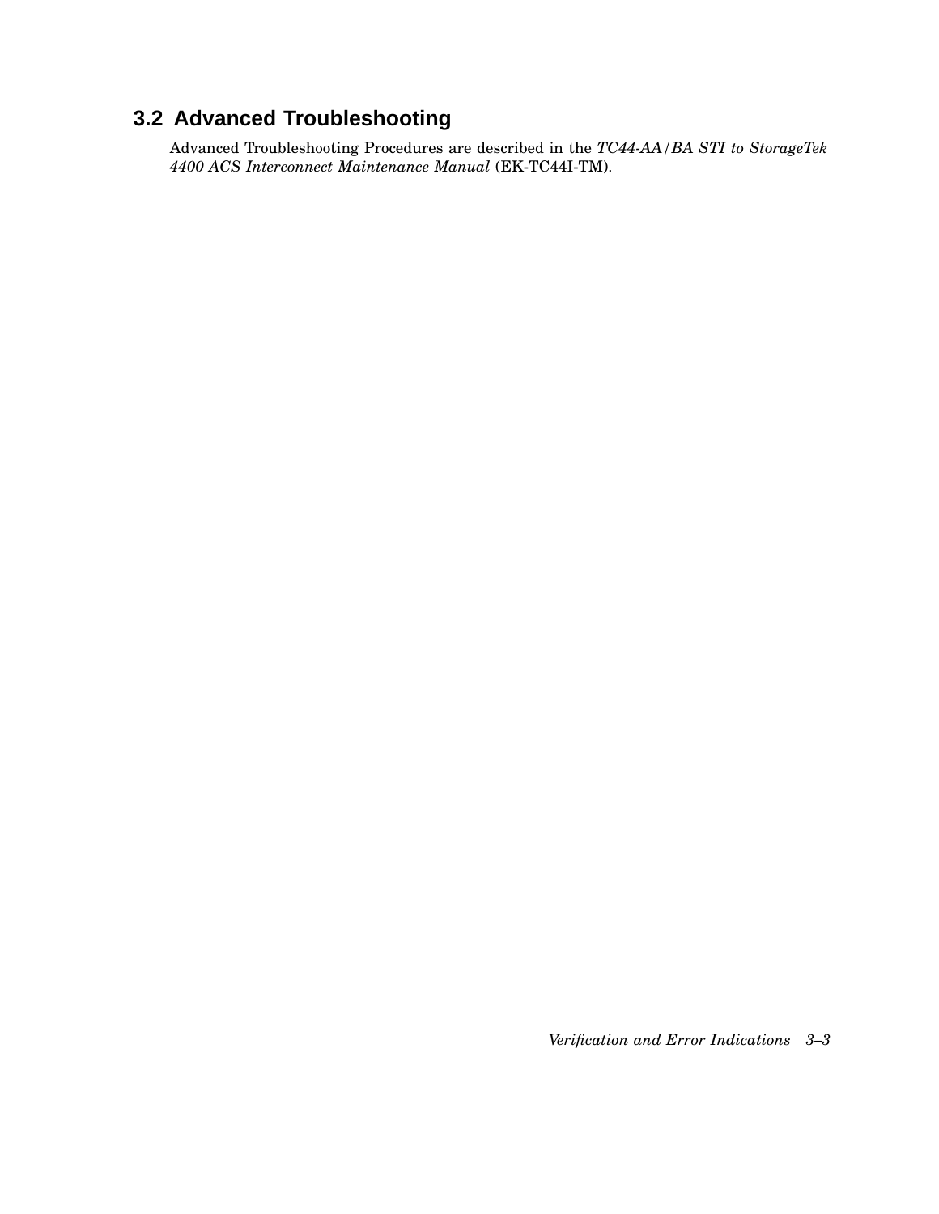## 3.2 Advanced Troubleshooting

Advanced Troubleshooting Procedures are described in the *TC44-AA/BA STI to StorageTek 4400 ACS Interconnect Maintenance Manual* (EK-TC44I-TM).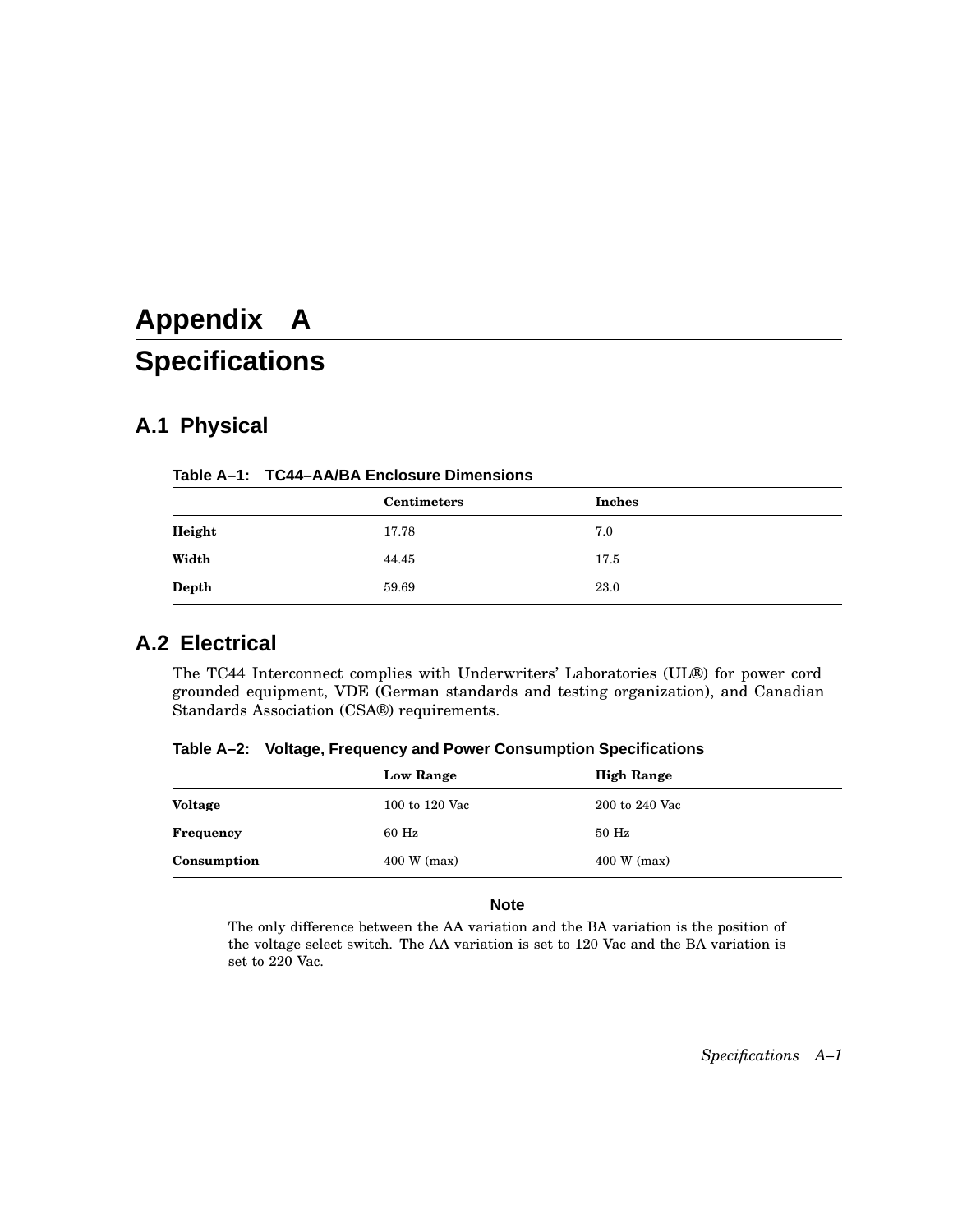# Appendix A

# Specifications

## A.1 Physical

**Table A–1: TC44–AA/BA Enclosure Dimensions**

| | Centimeters | Inches |
|---|---|---|
| **Height** | 17.78 | 7.0 |
| **Width** | 44.45 | 17.5 |
| **Depth** | 59.69 | 23.0 |

## A.2 Electrical

The TC44 Interconnect complies with Underwriters' Laboratories (UL®) for power cord grounded equipment, VDE (German standards and testing organization), and Canadian Standards Association (CSA®) requirements.

**Table A–2: Voltage, Frequency and Power Consumption Specifications**

| | Low Range | High Range |
|---|---|---|
| **Voltage** | 100 to 120 Vac | 200 to 240 Vac |
| **Frequency** | 60 Hz | 50 Hz |
| **Consumption** | 400 W (max) | 400 W (max) |

**Note**

The only difference between the AA variation and the BA variation is the position of the voltage select switch. The AA variation is set to 120 Vac and the BA variation is set to 220 Vac.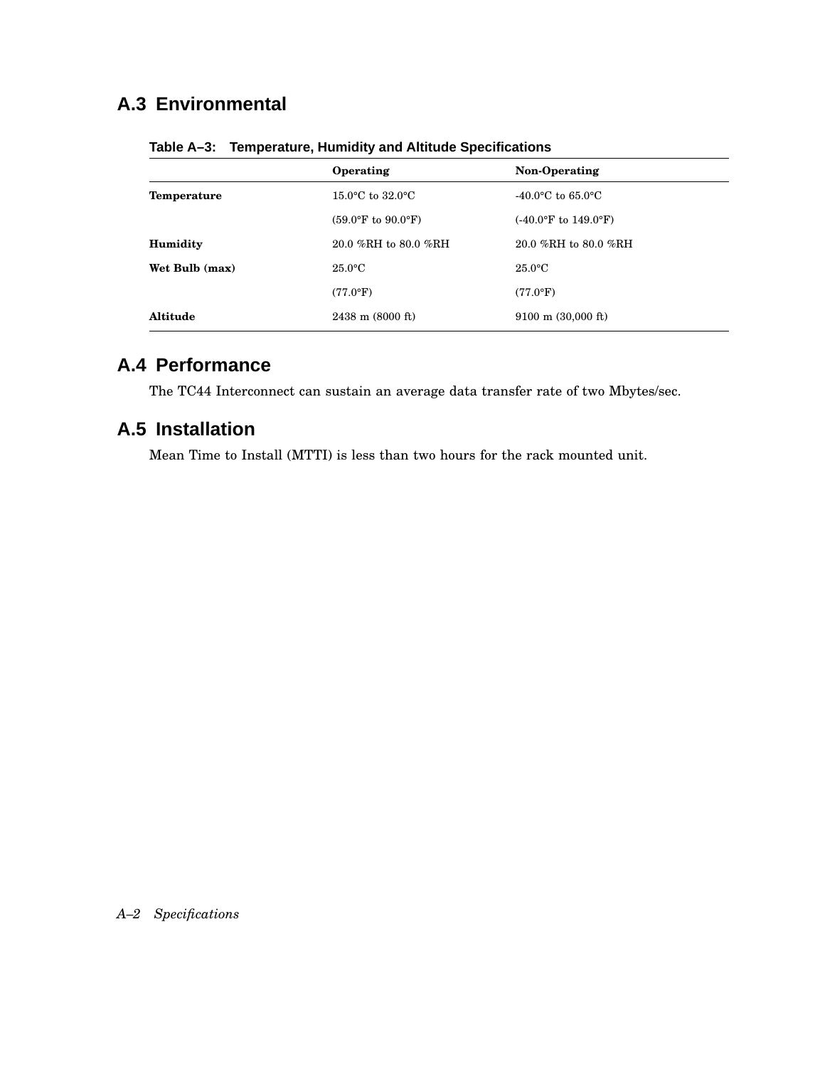## A.3 Environmental

**Table A–3: Temperature, Humidity and Altitude Specifications**

| | Operating | Non-Operating |
|---|---|---|
| **Temperature** | 15.0°C to 32.0°C | -40.0°C to 65.0°C |
| | (59.0°F to 90.0°F) | (-40.0°F to 149.0°F) |
| **Humidity** | 20.0 %RH to 80.0 %RH | 20.0 %RH to 80.0 %RH |
| **Wet Bulb (max)** | 25.0°C | 25.0°C |
| | (77.0°F) | (77.0°F) |
| **Altitude** | 2438 m (8000 ft) | 9100 m (30,000 ft) |

## A.4 Performance

The TC44 Interconnect can sustain an average data transfer rate of two Mbytes/sec.

## A.5 Installation

Mean Time to Install (MTTI) is less than two hours for the rack mounted unit.